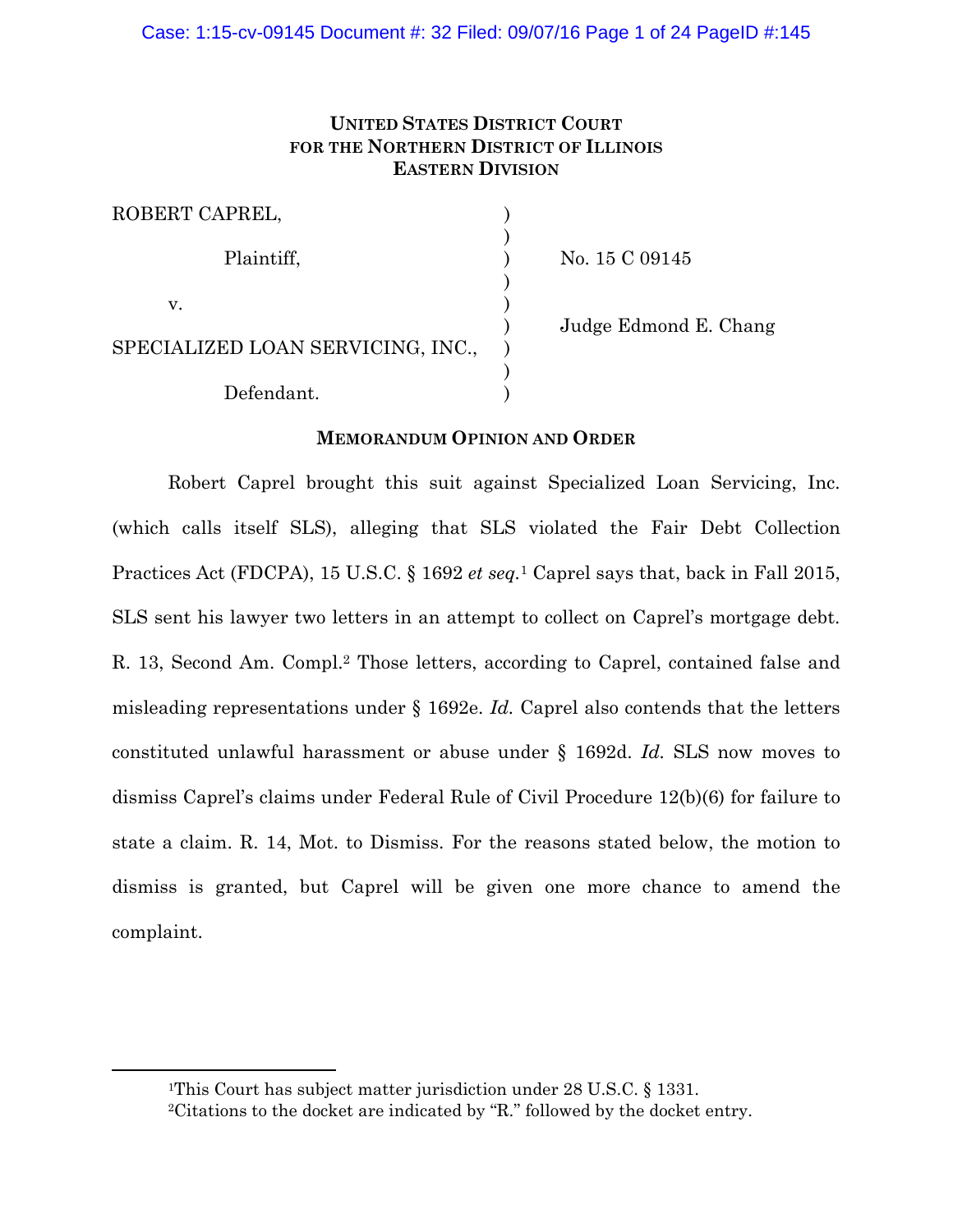**UNITED STATES DISTRICT COURT**
**FOR THE NORTHERN DISTRICT OF ILLINOIS**
**EASTERN DIVISION**

| | | |
|---|---|---|
| ROBERT CAPREL, | ) | |
| | ) | |
| Plaintiff, | ) | No. 15 C 09145 |
| | ) | |
| v. | ) | |
| | ) | Judge Edmond E. Chang |
| SPECIALIZED LOAN SERVICING, INC., | ) | |
| | ) | |
| Defendant. | ) | |

**MEMORANDUM OPINION AND ORDER**

Robert Caprel brought this suit against Specialized Loan Servicing, Inc. (which calls itself SLS), alleging that SLS violated the Fair Debt Collection Practices Act (FDCPA), 15 U.S.C. § 1692 *et seq.*[1] Caprel says that, back in Fall 2015, SLS sent his lawyer two letters in an attempt to collect on Caprel's mortgage debt. R. 13, Second Am. Compl.[2] Those letters, according to Caprel, contained false and misleading representations under § 1692e. *Id.* Caprel also contends that the letters constituted unlawful harassment or abuse under § 1692d. *Id.* SLS now moves to dismiss Caprel's claims under Federal Rule of Civil Procedure 12(b)(6) for failure to state a claim. R. 14, Mot. to Dismiss. For the reasons stated below, the motion to dismiss is granted, but Caprel will be given one more chance to amend the complaint.

---

[1]This Court has subject matter jurisdiction under 28 U.S.C. § 1331.

[2]Citations to the docket are indicated by "R." followed by the docket entry.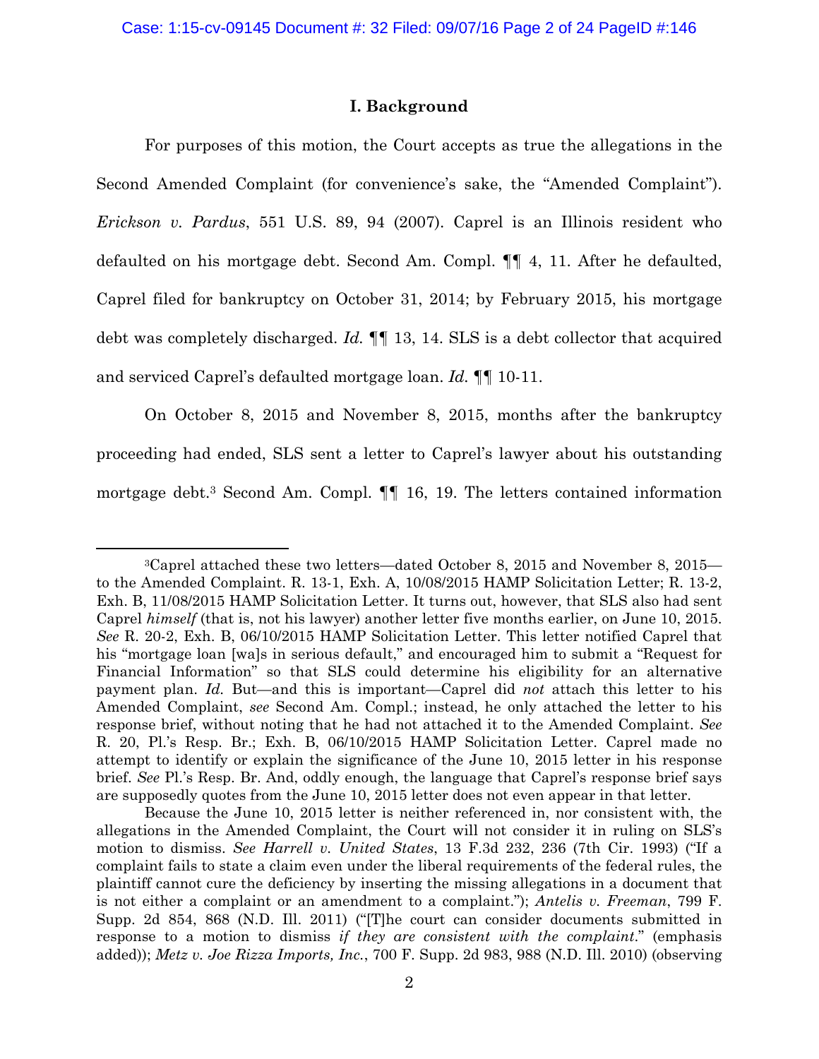## I. Background

For purposes of this motion, the Court accepts as true the allegations in the Second Amended Complaint (for convenience's sake, the "Amended Complaint"). *Erickson v. Pardus*, 551 U.S. 89, 94 (2007). Caprel is an Illinois resident who defaulted on his mortgage debt. Second Am. Compl. ¶¶ 4, 11. After he defaulted, Caprel filed for bankruptcy on October 31, 2014; by February 2015, his mortgage debt was completely discharged. *Id.* ¶¶ 13, 14. SLS is a debt collector that acquired and serviced Caprel's defaulted mortgage loan. *Id.* ¶¶ 10-11.

On October 8, 2015 and November 8, 2015, months after the bankruptcy proceeding had ended, SLS sent a letter to Caprel's lawyer about his outstanding mortgage debt.[3] Second Am. Compl. ¶¶ 16, 19. The letters contained information

---

[3]Caprel attached these two letters—dated October 8, 2015 and November 8, 2015—to the Amended Complaint. R. 13-1, Exh. A, 10/08/2015 HAMP Solicitation Letter; R. 13-2, Exh. B, 11/08/2015 HAMP Solicitation Letter. It turns out, however, that SLS also had sent Caprel *himself* (that is, not his lawyer) another letter five months earlier, on June 10, 2015. *See* R. 20-2, Exh. B, 06/10/2015 HAMP Solicitation Letter. This letter notified Caprel that his "mortgage loan [wa]s in serious default," and encouraged him to submit a "Request for Financial Information" so that SLS could determine his eligibility for an alternative payment plan. *Id.* But—and this is important—Caprel did *not* attach this letter to his Amended Complaint, *see* Second Am. Compl.; instead, he only attached the letter to his response brief, without noting that he had not attached it to the Amended Complaint. *See* R. 20, Pl.'s Resp. Br.; Exh. B, 06/10/2015 HAMP Solicitation Letter. Caprel made no attempt to identify or explain the significance of the June 10, 2015 letter in his response brief. *See* Pl.'s Resp. Br. And, oddly enough, the language that Caprel's response brief says are supposedly quotes from the June 10, 2015 letter does not even appear in that letter.

Because the June 10, 2015 letter is neither referenced in, nor consistent with, the allegations in the Amended Complaint, the Court will not consider it in ruling on SLS's motion to dismiss. *See Harrell v. United States*, 13 F.3d 232, 236 (7th Cir. 1993) ("If a complaint fails to state a claim even under the liberal requirements of the federal rules, the plaintiff cannot cure the deficiency by inserting the missing allegations in a document that is not either a complaint or an amendment to a complaint."); *Antelis v. Freeman*, 799 F. Supp. 2d 854, 868 (N.D. Ill. 2011) ("[T]he court can consider documents submitted in response to a motion to dismiss *if they are consistent with the complaint*." (emphasis added)); *Metz v. Joe Rizza Imports, Inc.*, 700 F. Supp. 2d 983, 988 (N.D. Ill. 2010) (observing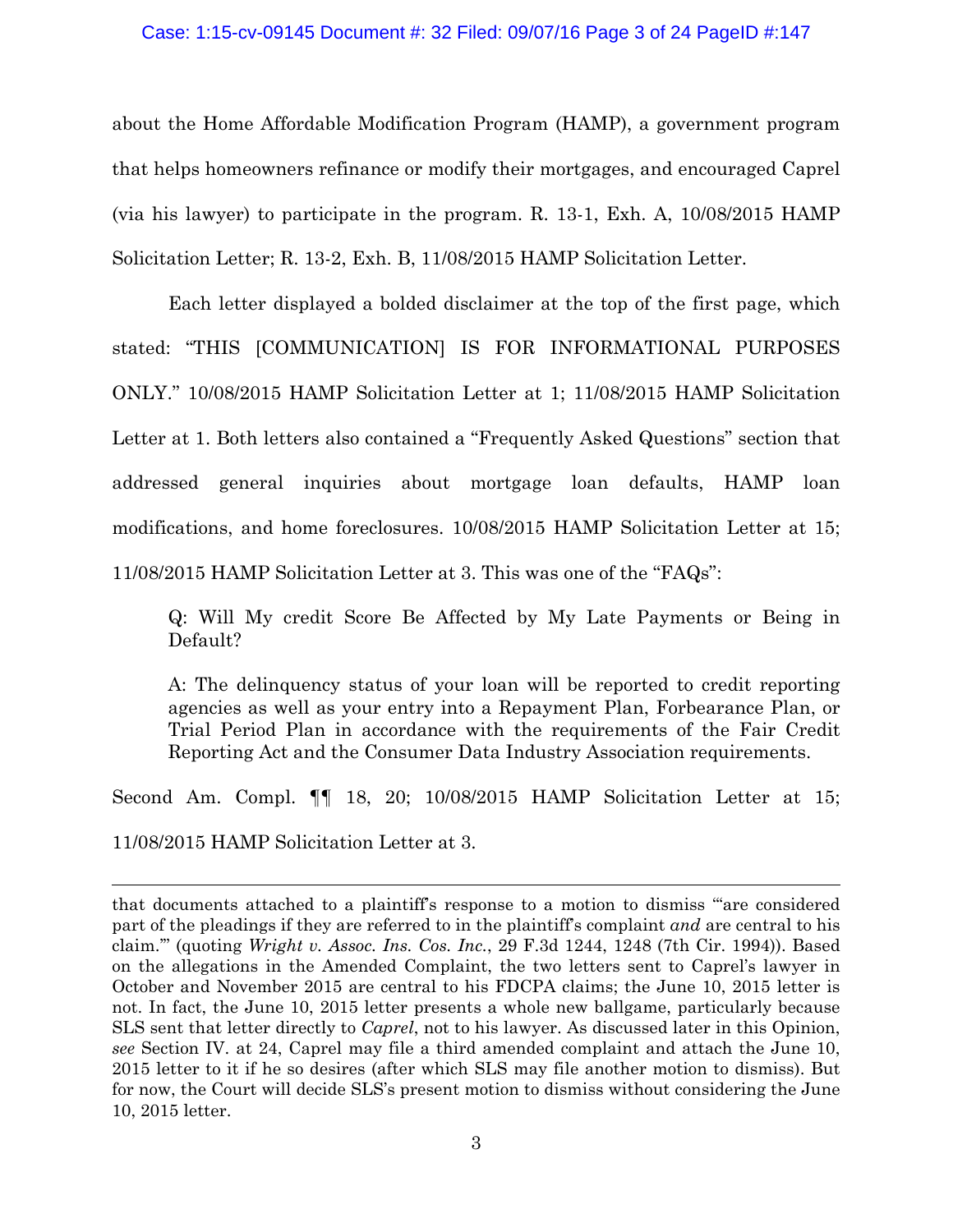about the Home Affordable Modification Program (HAMP), a government program that helps homeowners refinance or modify their mortgages, and encouraged Caprel (via his lawyer) to participate in the program. R. 13-1, Exh. A, 10/08/2015 HAMP Solicitation Letter; R. 13-2, Exh. B, 11/08/2015 HAMP Solicitation Letter.

Each letter displayed a bolded disclaimer at the top of the first page, which stated: "THIS [COMMUNICATION] IS FOR INFORMATIONAL PURPOSES ONLY." 10/08/2015 HAMP Solicitation Letter at 1; 11/08/2015 HAMP Solicitation Letter at 1. Both letters also contained a "Frequently Asked Questions" section that addressed general inquiries about mortgage loan defaults, HAMP loan modifications, and home foreclosures. 10/08/2015 HAMP Solicitation Letter at 15; 11/08/2015 HAMP Solicitation Letter at 3. This was one of the "FAQs":

> Q: Will My credit Score Be Affected by My Late Payments or Being in Default?
>
> A: The delinquency status of your loan will be reported to credit reporting agencies as well as your entry into a Repayment Plan, Forbearance Plan, or Trial Period Plan in accordance with the requirements of the Fair Credit Reporting Act and the Consumer Data Industry Association requirements.

Second Am. Compl. ¶¶ 18, 20; 10/08/2015 HAMP Solicitation Letter at 15; 11/08/2015 HAMP Solicitation Letter at 3.

---

that documents attached to a plaintiff's response to a motion to dismiss "'are considered part of the pleadings if they are referred to in the plaintiff's complaint *and* are central to his claim.'" (quoting *Wright v. Assoc. Ins. Cos. Inc.*, 29 F.3d 1244, 1248 (7th Cir. 1994)). Based on the allegations in the Amended Complaint, the two letters sent to Caprel's lawyer in October and November 2015 are central to his FDCPA claims; the June 10, 2015 letter is not. In fact, the June 10, 2015 letter presents a whole new ballgame, particularly because SLS sent that letter directly to *Caprel*, not to his lawyer. As discussed later in this Opinion, *see* Section IV. at 24, Caprel may file a third amended complaint and attach the June 10, 2015 letter to it if he so desires (after which SLS may file another motion to dismiss). But for now, the Court will decide SLS's present motion to dismiss without considering the June 10, 2015 letter.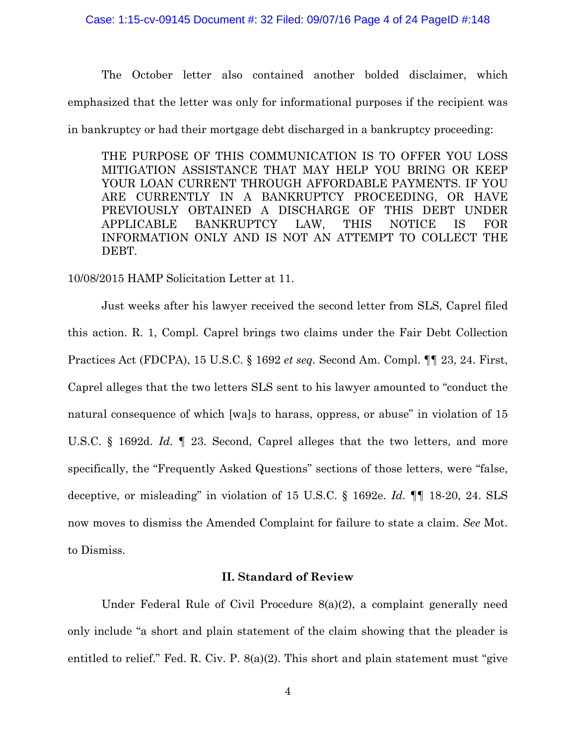The October letter also contained another bolded disclaimer, which emphasized that the letter was only for informational purposes if the recipient was in bankruptcy or had their mortgage debt discharged in a bankruptcy proceeding:

> THE PURPOSE OF THIS COMMUNICATION IS TO OFFER YOU LOSS MITIGATION ASSISTANCE THAT MAY HELP YOU BRING OR KEEP YOUR LOAN CURRENT THROUGH AFFORDABLE PAYMENTS. IF YOU ARE CURRENTLY IN A BANKRUPTCY PROCEEDING, OR HAVE PREVIOUSLY OBTAINED A DISCHARGE OF THIS DEBT UNDER APPLICABLE BANKRUPTCY LAW, THIS NOTICE IS FOR INFORMATION ONLY AND IS NOT AN ATTEMPT TO COLLECT THE DEBT.

10/08/2015 HAMP Solicitation Letter at 11.

Just weeks after his lawyer received the second letter from SLS, Caprel filed this action. R. 1, Compl. Caprel brings two claims under the Fair Debt Collection Practices Act (FDCPA), 15 U.S.C. § 1692 *et seq.* Second Am. Compl. ¶¶ 23, 24. First, Caprel alleges that the two letters SLS sent to his lawyer amounted to "conduct the natural consequence of which [wa]s to harass, oppress, or abuse" in violation of 15 U.S.C. § 1692d. *Id.* ¶ 23. Second, Caprel alleges that the two letters, and more specifically, the "Frequently Asked Questions" sections of those letters, were "false, deceptive, or misleading" in violation of 15 U.S.C. § 1692e. *Id.* ¶¶ 18-20, 24. SLS now moves to dismiss the Amended Complaint for failure to state a claim. *See* Mot. to Dismiss.

## II. Standard of Review

Under Federal Rule of Civil Procedure 8(a)(2), a complaint generally need only include "a short and plain statement of the claim showing that the pleader is entitled to relief." Fed. R. Civ. P. 8(a)(2). This short and plain statement must "give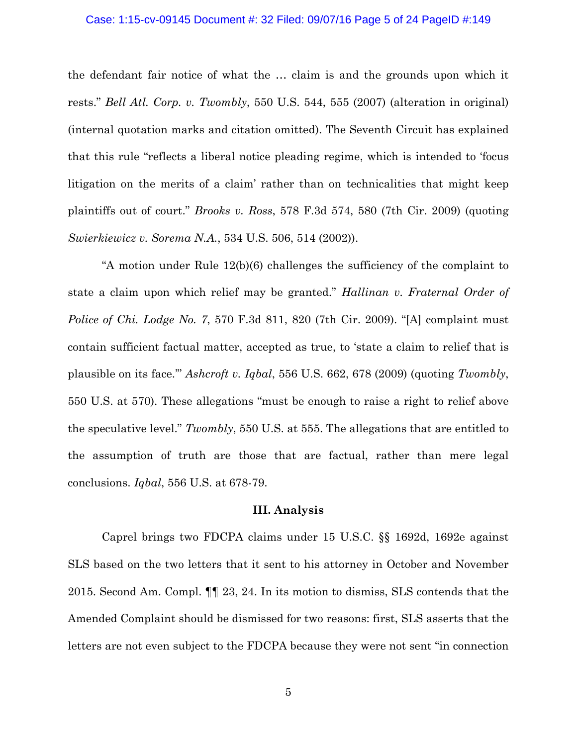the defendant fair notice of what the … claim is and the grounds upon which it rests." *Bell Atl. Corp. v. Twombly*, 550 U.S. 544, 555 (2007) (alteration in original) (internal quotation marks and citation omitted). The Seventh Circuit has explained that this rule "reflects a liberal notice pleading regime, which is intended to 'focus litigation on the merits of a claim' rather than on technicalities that might keep plaintiffs out of court." *Brooks v. Ross*, 578 F.3d 574, 580 (7th Cir. 2009) (quoting *Swierkiewicz v. Sorema N.A.*, 534 U.S. 506, 514 (2002)).

"A motion under Rule 12(b)(6) challenges the sufficiency of the complaint to state a claim upon which relief may be granted." *Hallinan v. Fraternal Order of Police of Chi. Lodge No. 7*, 570 F.3d 811, 820 (7th Cir. 2009). "[A] complaint must contain sufficient factual matter, accepted as true, to 'state a claim to relief that is plausible on its face.'" *Ashcroft v. Iqbal*, 556 U.S. 662, 678 (2009) (quoting *Twombly*, 550 U.S. at 570). These allegations "must be enough to raise a right to relief above the speculative level." *Twombly*, 550 U.S. at 555. The allegations that are entitled to the assumption of truth are those that are factual, rather than mere legal conclusions. *Iqbal*, 556 U.S. at 678-79.

## III. Analysis

Caprel brings two FDCPA claims under 15 U.S.C. §§ 1692d, 1692e against SLS based on the two letters that it sent to his attorney in October and November 2015. Second Am. Compl. ¶¶ 23, 24. In its motion to dismiss, SLS contends that the Amended Complaint should be dismissed for two reasons: first, SLS asserts that the letters are not even subject to the FDCPA because they were not sent "in connection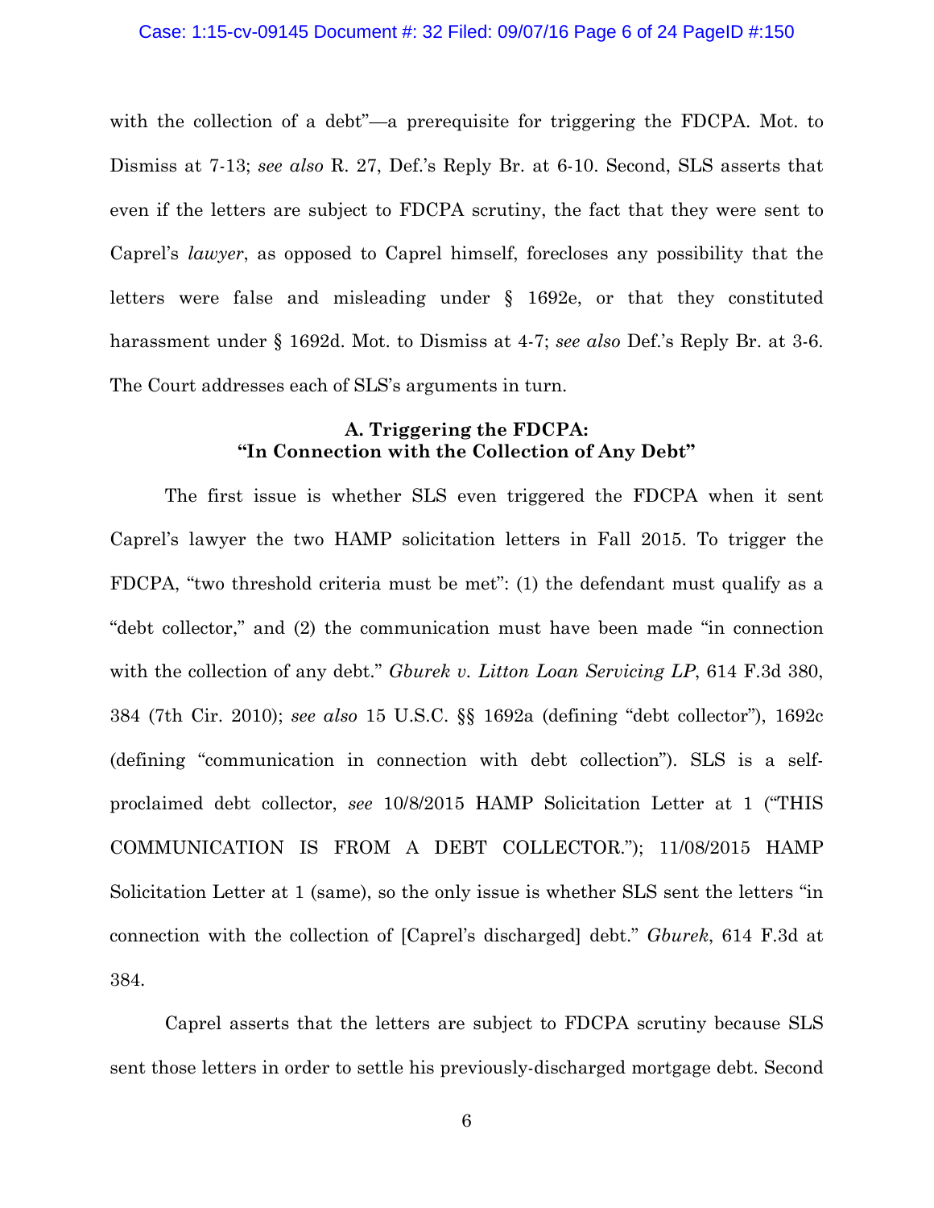with the collection of a debt"—a prerequisite for triggering the FDCPA. Mot. to Dismiss at 7-13; *see also* R. 27, Def.'s Reply Br. at 6-10. Second, SLS asserts that even if the letters are subject to FDCPA scrutiny, the fact that they were sent to Caprel's *lawyer*, as opposed to Caprel himself, forecloses any possibility that the letters were false and misleading under § 1692e, or that they constituted harassment under § 1692d. Mot. to Dismiss at 4-7; *see also* Def.'s Reply Br. at 3-6. The Court addresses each of SLS's arguments in turn.

### A. Triggering the FDCPA: "In Connection with the Collection of Any Debt"

The first issue is whether SLS even triggered the FDCPA when it sent Caprel's lawyer the two HAMP solicitation letters in Fall 2015. To trigger the FDCPA, "two threshold criteria must be met": (1) the defendant must qualify as a "debt collector," and (2) the communication must have been made "in connection with the collection of any debt." *Gburek v. Litton Loan Servicing LP*, 614 F.3d 380, 384 (7th Cir. 2010); *see also* 15 U.S.C. §§ 1692a (defining "debt collector"), 1692c (defining "communication in connection with debt collection"). SLS is a self-proclaimed debt collector, *see* 10/8/2015 HAMP Solicitation Letter at 1 ("THIS COMMUNICATION IS FROM A DEBT COLLECTOR."); 11/08/2015 HAMP Solicitation Letter at 1 (same), so the only issue is whether SLS sent the letters "in connection with the collection of [Caprel's discharged] debt." *Gburek*, 614 F.3d at 384.

Caprel asserts that the letters are subject to FDCPA scrutiny because SLS sent those letters in order to settle his previously-discharged mortgage debt. Second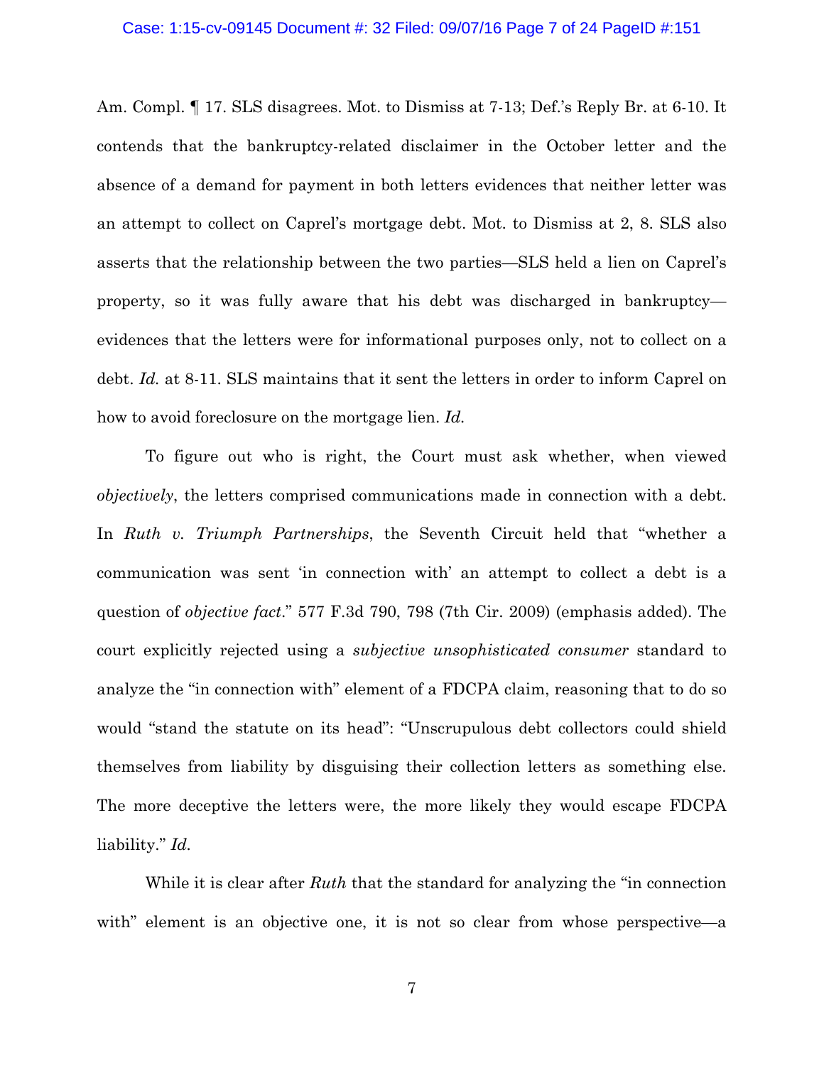Am. Compl. ¶ 17. SLS disagrees. Mot. to Dismiss at 7-13; Def.'s Reply Br. at 6-10. It contends that the bankruptcy-related disclaimer in the October letter and the absence of a demand for payment in both letters evidences that neither letter was an attempt to collect on Caprel's mortgage debt. Mot. to Dismiss at 2, 8. SLS also asserts that the relationship between the two parties—SLS held a lien on Caprel's property, so it was fully aware that his debt was discharged in bankruptcy—evidences that the letters were for informational purposes only, not to collect on a debt. *Id.* at 8-11. SLS maintains that it sent the letters in order to inform Caprel on how to avoid foreclosure on the mortgage lien. *Id.*

To figure out who is right, the Court must ask whether, when viewed *objectively*, the letters comprised communications made in connection with a debt. In *Ruth v. Triumph Partnerships*, the Seventh Circuit held that "whether a communication was sent 'in connection with' an attempt to collect a debt is a question of *objective fact*." 577 F.3d 790, 798 (7th Cir. 2009) (emphasis added). The court explicitly rejected using a *subjective unsophisticated consumer* standard to analyze the "in connection with" element of a FDCPA claim, reasoning that to do so would "stand the statute on its head": "Unscrupulous debt collectors could shield themselves from liability by disguising their collection letters as something else. The more deceptive the letters were, the more likely they would escape FDCPA liability." *Id.*

While it is clear after *Ruth* that the standard for analyzing the "in connection with" element is an objective one, it is not so clear from whose perspective—a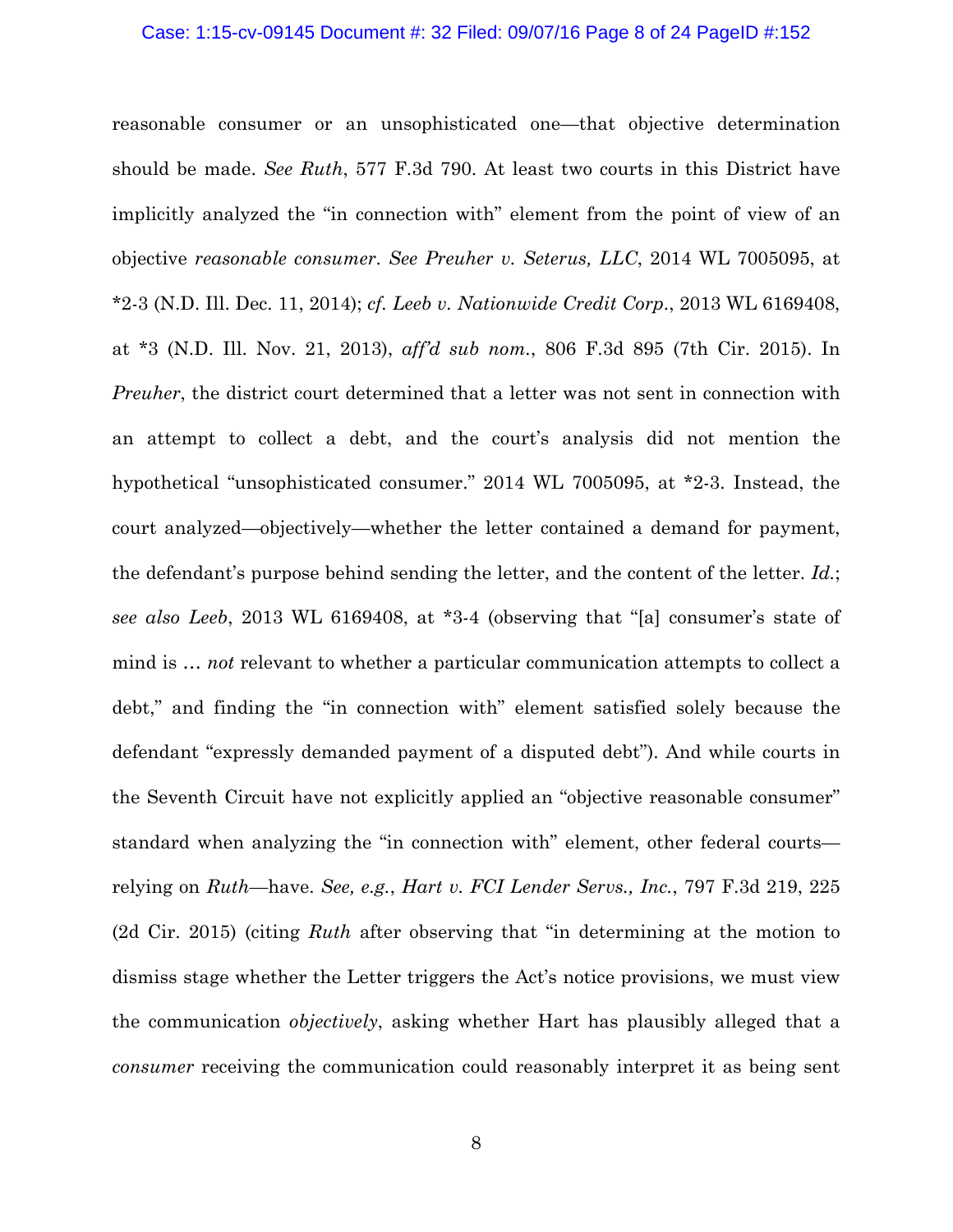reasonable consumer or an unsophisticated one—that objective determination should be made. *See Ruth*, 577 F.3d 790. At least two courts in this District have implicitly analyzed the "in connection with" element from the point of view of an objective *reasonable consumer*. *See Preuher v. Seterus, LLC*, 2014 WL 7005095, at *2-3 (N.D. Ill. Dec. 11, 2014); *cf. Leeb v. Nationwide Credit Corp*., 2013 WL 6169408, at *3 (N.D. Ill. Nov. 21, 2013), *aff'd sub nom.*, 806 F.3d 895 (7th Cir. 2015). In *Preuher*, the district court determined that a letter was not sent in connection with an attempt to collect a debt, and the court's analysis did not mention the hypothetical "unsophisticated consumer." 2014 WL 7005095, at *2-3. Instead, the court analyzed—objectively—whether the letter contained a demand for payment, the defendant's purpose behind sending the letter, and the content of the letter. *Id.*; *see also Leeb*, 2013 WL 6169408, at *3-4 (observing that "[a] consumer's state of mind is … *not* relevant to whether a particular communication attempts to collect a debt," and finding the "in connection with" element satisfied solely because the defendant "expressly demanded payment of a disputed debt"). And while courts in the Seventh Circuit have not explicitly applied an "objective reasonable consumer" standard when analyzing the "in connection with" element, other federal courts—relying on *Ruth*—have. *See, e.g.*, *Hart v. FCI Lender Servs., Inc.*, 797 F.3d 219, 225 (2d Cir. 2015) (citing *Ruth* after observing that "in determining at the motion to dismiss stage whether the Letter triggers the Act's notice provisions, we must view the communication *objectively*, asking whether Hart has plausibly alleged that a *consumer* receiving the communication could reasonably interpret it as being sent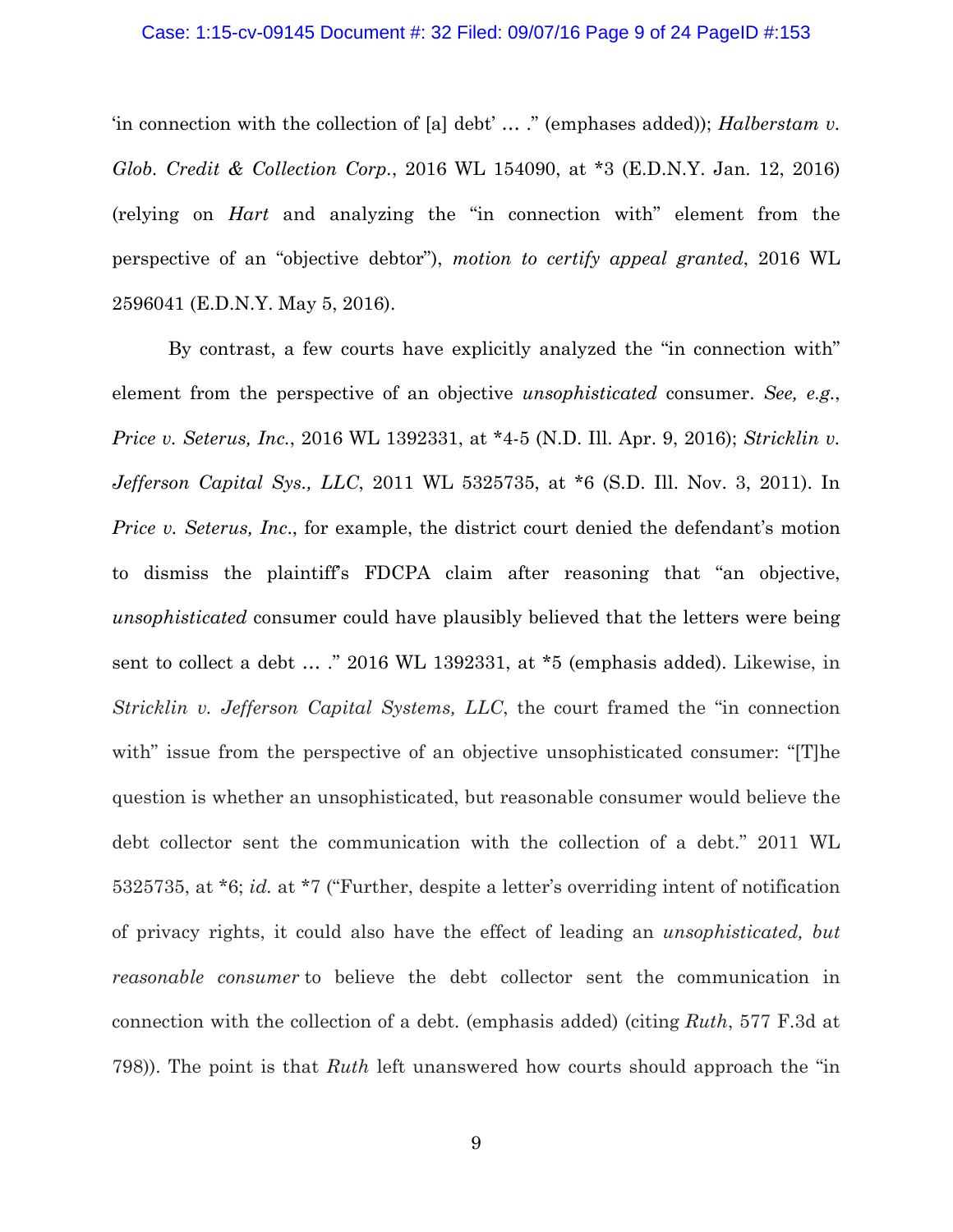'in connection with the collection of [a] debt' … ." (emphases added)); *Halberstam v. Glob. Credit & Collection Corp.*, 2016 WL 154090, at *3 (E.D.N.Y. Jan. 12, 2016) (relying on *Hart* and analyzing the "in connection with" element from the perspective of an "objective debtor"), *motion to certify appeal granted*, 2016 WL 2596041 (E.D.N.Y. May 5, 2016).

By contrast, a few courts have explicitly analyzed the "in connection with" element from the perspective of an objective *unsophisticated* consumer. *See, e.g.*, *Price v. Seterus, Inc.*, 2016 WL 1392331, at *4-5 (N.D. Ill. Apr. 9, 2016); *Stricklin v. Jefferson Capital Sys., LLC*, 2011 WL 5325735, at *6 (S.D. Ill. Nov. 3, 2011). In *Price v. Seterus, Inc.*, for example, the district court denied the defendant's motion to dismiss the plaintiff's FDCPA claim after reasoning that "an objective, *unsophisticated* consumer could have plausibly believed that the letters were being sent to collect a debt … ." 2016 WL 1392331, at *5 (emphasis added). Likewise, in *Stricklin v. Jefferson Capital Systems, LLC*, the court framed the "in connection with" issue from the perspective of an objective unsophisticated consumer: "[T]he question is whether an unsophisticated, but reasonable consumer would believe the debt collector sent the communication with the collection of a debt." 2011 WL 5325735, at *6; *id.* at *7 ("Further, despite a letter's overriding intent of notification of privacy rights, it could also have the effect of leading an *unsophisticated, but reasonable consumer* to believe the debt collector sent the communication in connection with the collection of a debt. (emphasis added) (citing *Ruth*, 577 F.3d at 798)). The point is that *Ruth* left unanswered how courts should approach the "in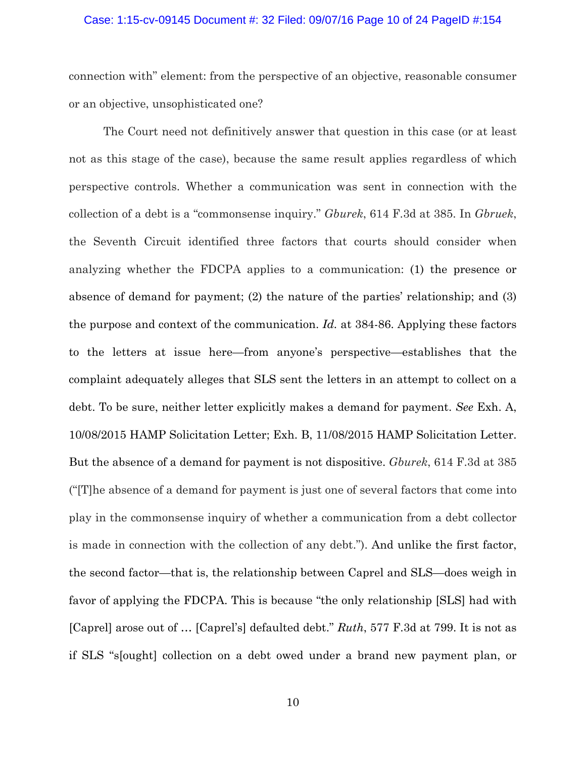connection with" element: from the perspective of an objective, reasonable consumer or an objective, unsophisticated one?

The Court need not definitively answer that question in this case (or at least not as this stage of the case), because the same result applies regardless of which perspective controls. Whether a communication was sent in connection with the collection of a debt is a "commonsense inquiry." *Gburek*, 614 F.3d at 385. In *Gbruek*, the Seventh Circuit identified three factors that courts should consider when analyzing whether the FDCPA applies to a communication: (1) the presence or absence of demand for payment; (2) the nature of the parties' relationship; and (3) the purpose and context of the communication. *Id.* at 384-86. Applying these factors to the letters at issue here—from anyone's perspective—establishes that the complaint adequately alleges that SLS sent the letters in an attempt to collect on a debt. To be sure, neither letter explicitly makes a demand for payment. *See* Exh. A, 10/08/2015 HAMP Solicitation Letter; Exh. B, 11/08/2015 HAMP Solicitation Letter. But the absence of a demand for payment is not dispositive. *Gburek*, 614 F.3d at 385 ("[T]he absence of a demand for payment is just one of several factors that come into play in the commonsense inquiry of whether a communication from a debt collector is made in connection with the collection of any debt."). And unlike the first factor, the second factor—that is, the relationship between Caprel and SLS—does weigh in favor of applying the FDCPA. This is because "the only relationship [SLS] had with [Caprel] arose out of … [Caprel's] defaulted debt." *Ruth*, 577 F.3d at 799. It is not as if SLS "s[ought] collection on a debt owed under a brand new payment plan, or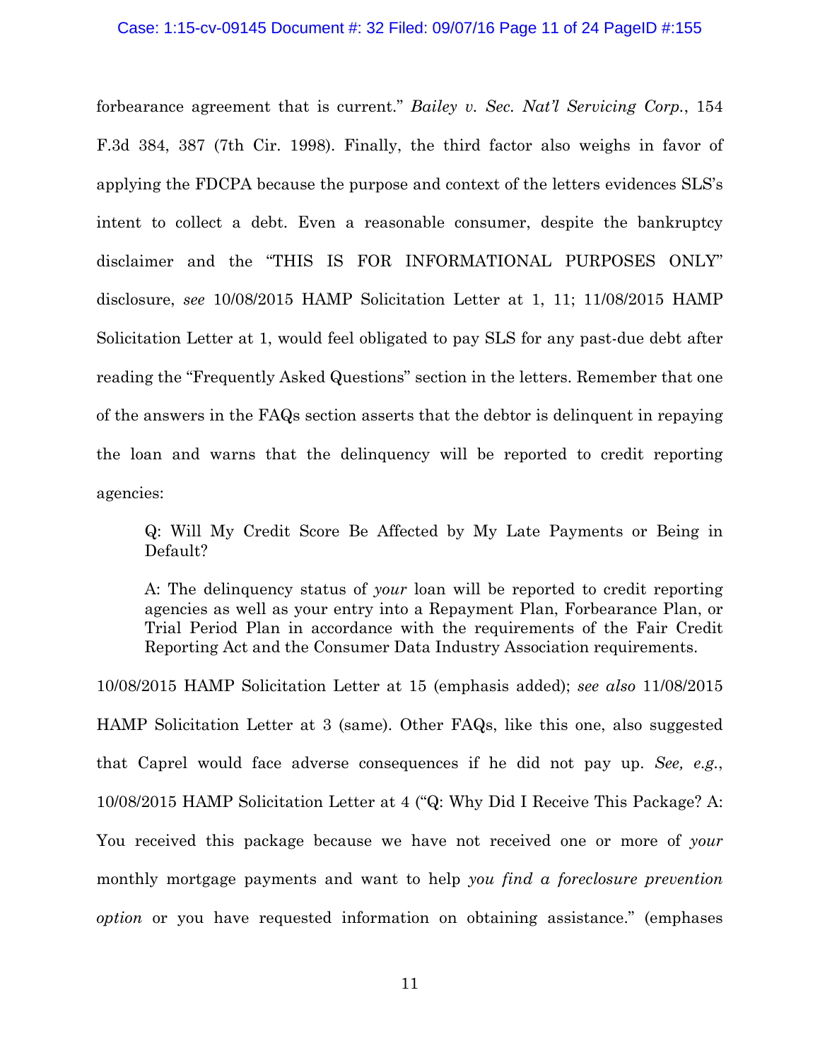forbearance agreement that is current." *Bailey v. Sec. Nat'l Servicing Corp.*, 154 F.3d 384, 387 (7th Cir. 1998). Finally, the third factor also weighs in favor of applying the FDCPA because the purpose and context of the letters evidences SLS's intent to collect a debt. Even a reasonable consumer, despite the bankruptcy disclaimer and the "THIS IS FOR INFORMATIONAL PURPOSES ONLY" disclosure, *see* 10/08/2015 HAMP Solicitation Letter at 1, 11; 11/08/2015 HAMP Solicitation Letter at 1, would feel obligated to pay SLS for any past-due debt after reading the "Frequently Asked Questions" section in the letters. Remember that one of the answers in the FAQs section asserts that the debtor is delinquent in repaying the loan and warns that the delinquency will be reported to credit reporting agencies:

> Q: Will My Credit Score Be Affected by My Late Payments or Being in Default?
>
> A: The delinquency status of *your* loan will be reported to credit reporting agencies as well as your entry into a Repayment Plan, Forbearance Plan, or Trial Period Plan in accordance with the requirements of the Fair Credit Reporting Act and the Consumer Data Industry Association requirements.

10/08/2015 HAMP Solicitation Letter at 15 (emphasis added); *see also* 11/08/2015 HAMP Solicitation Letter at 3 (same). Other FAQs, like this one, also suggested that Caprel would face adverse consequences if he did not pay up. *See, e.g.*, 10/08/2015 HAMP Solicitation Letter at 4 ("Q: Why Did I Receive This Package? A: You received this package because we have not received one or more of *your* monthly mortgage payments and want to help *you find a foreclosure prevention option* or you have requested information on obtaining assistance." (emphases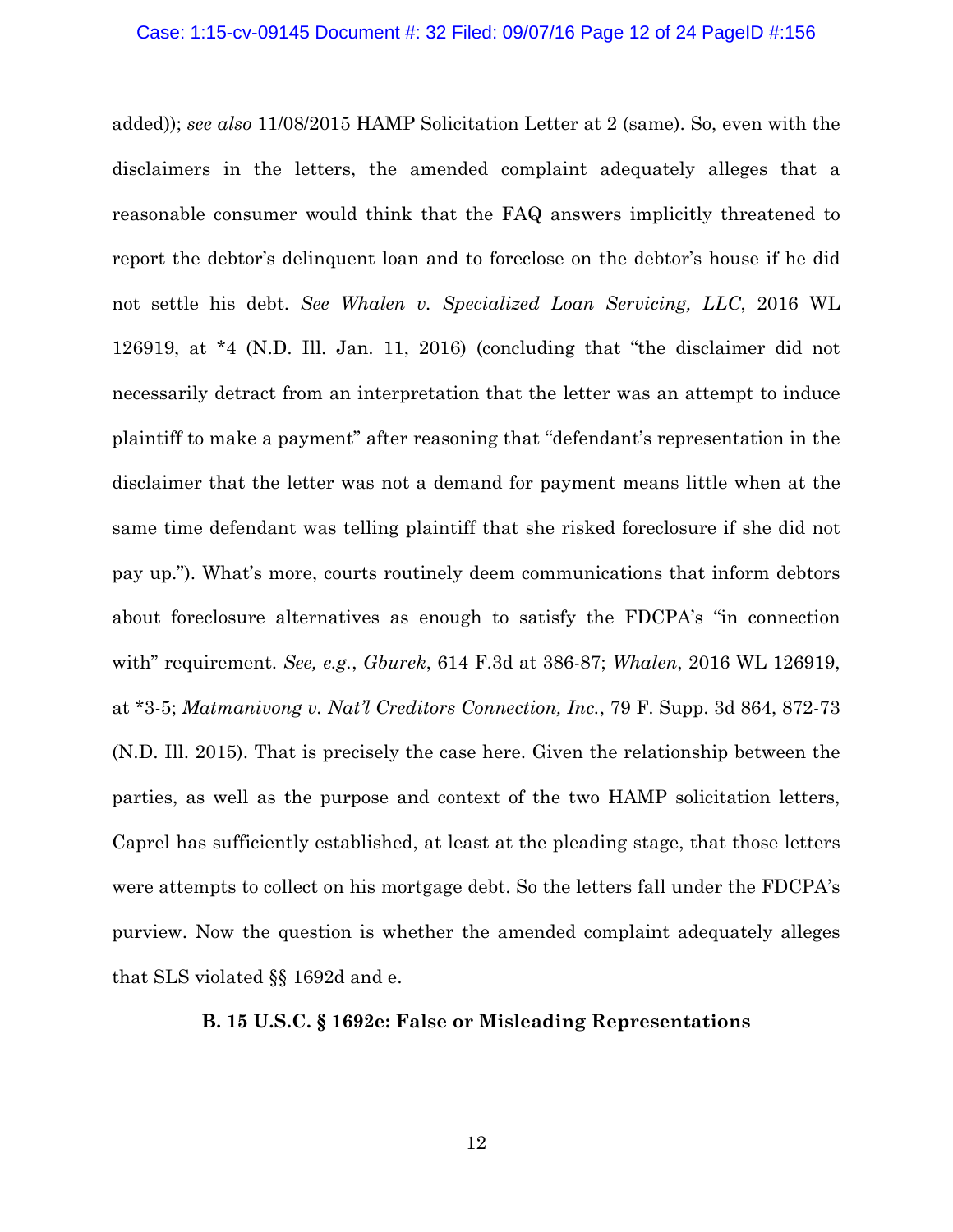added)); *see also* 11/08/2015 HAMP Solicitation Letter at 2 (same). So, even with the disclaimers in the letters, the amended complaint adequately alleges that a reasonable consumer would think that the FAQ answers implicitly threatened to report the debtor's delinquent loan and to foreclose on the debtor's house if he did not settle his debt. *See Whalen v. Specialized Loan Servicing, LLC*, 2016 WL 126919, at *4 (N.D. Ill. Jan. 11, 2016) (concluding that "the disclaimer did not necessarily detract from an interpretation that the letter was an attempt to induce plaintiff to make a payment" after reasoning that "defendant's representation in the disclaimer that the letter was not a demand for payment means little when at the same time defendant was telling plaintiff that she risked foreclosure if she did not pay up."). What's more, courts routinely deem communications that inform debtors about foreclosure alternatives as enough to satisfy the FDCPA's "in connection with" requirement. *See, e.g.*, *Gburek*, 614 F.3d at 386-87; *Whalen*, 2016 WL 126919, at *3-5; *Matmanivong v. Nat'l Creditors Connection, Inc.*, 79 F. Supp. 3d 864, 872-73 (N.D. Ill. 2015). That is precisely the case here. Given the relationship between the parties, as well as the purpose and context of the two HAMP solicitation letters, Caprel has sufficiently established, at least at the pleading stage, that those letters were attempts to collect on his mortgage debt. So the letters fall under the FDCPA's purview. Now the question is whether the amended complaint adequately alleges that SLS violated §§ 1692d and e.

**B. 15 U.S.C. § 1692e: False or Misleading Representations**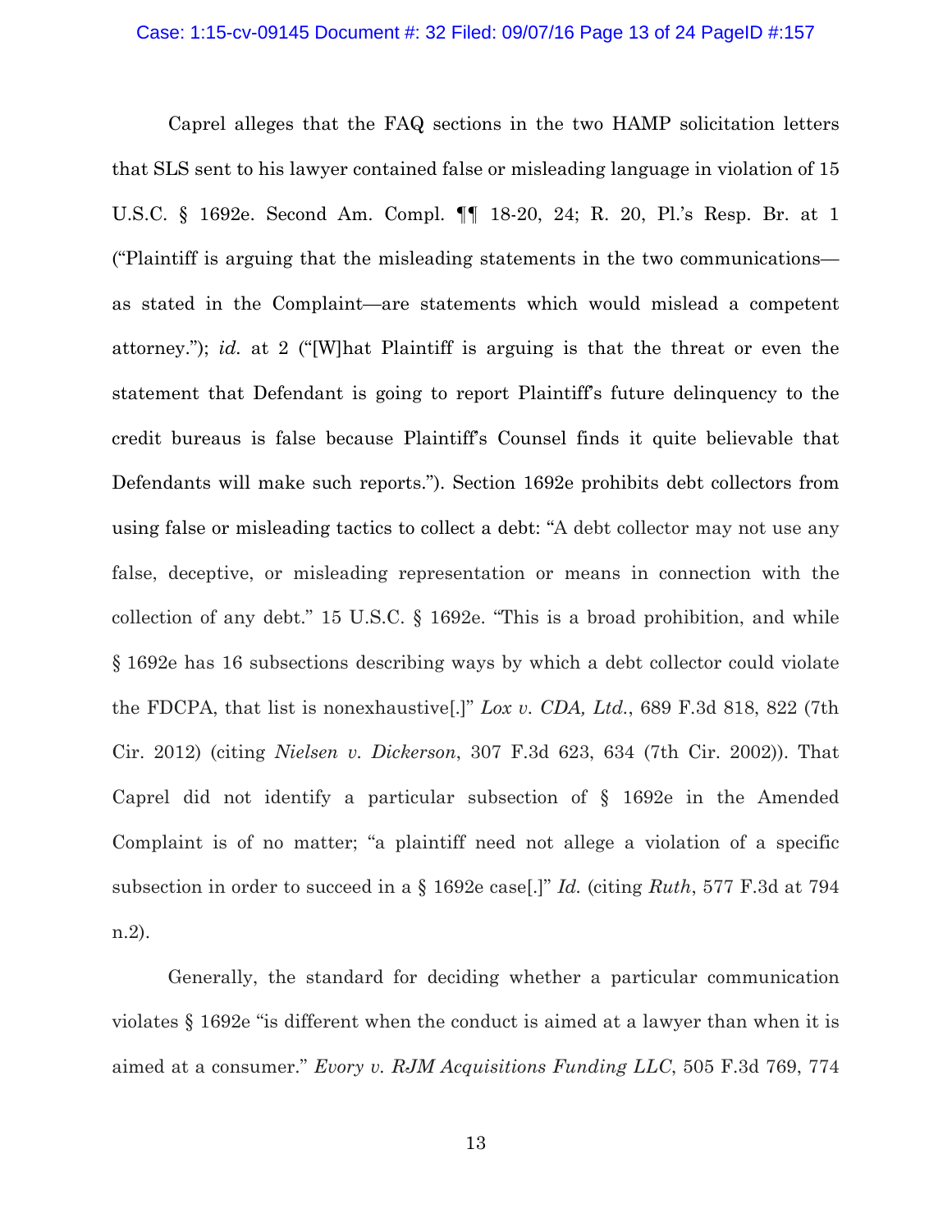Caprel alleges that the FAQ sections in the two HAMP solicitation letters that SLS sent to his lawyer contained false or misleading language in violation of 15 U.S.C. § 1692e. Second Am. Compl. ¶¶ 18-20, 24; R. 20, Pl.'s Resp. Br. at 1 ("Plaintiff is arguing that the misleading statements in the two communications—as stated in the Complaint—are statements which would mislead a competent attorney."); *id.* at 2 ("[W]hat Plaintiff is arguing is that the threat or even the statement that Defendant is going to report Plaintiff's future delinquency to the credit bureaus is false because Plaintiff's Counsel finds it quite believable that Defendants will make such reports."). Section 1692e prohibits debt collectors from using false or misleading tactics to collect a debt: "A debt collector may not use any false, deceptive, or misleading representation or means in connection with the collection of any debt." 15 U.S.C. § 1692e. "This is a broad prohibition, and while § 1692e has 16 subsections describing ways by which a debt collector could violate the FDCPA, that list is nonexhaustive[.]" *Lox v. CDA, Ltd.*, 689 F.3d 818, 822 (7th Cir. 2012) (citing *Nielsen v. Dickerson*, 307 F.3d 623, 634 (7th Cir. 2002)). That Caprel did not identify a particular subsection of § 1692e in the Amended Complaint is of no matter; "a plaintiff need not allege a violation of a specific subsection in order to succeed in a § 1692e case[.]" *Id.* (citing *Ruth*, 577 F.3d at 794 n.2).

Generally, the standard for deciding whether a particular communication violates § 1692e "is different when the conduct is aimed at a lawyer than when it is aimed at a consumer." *Evory v. RJM Acquisitions Funding LLC*, 505 F.3d 769, 774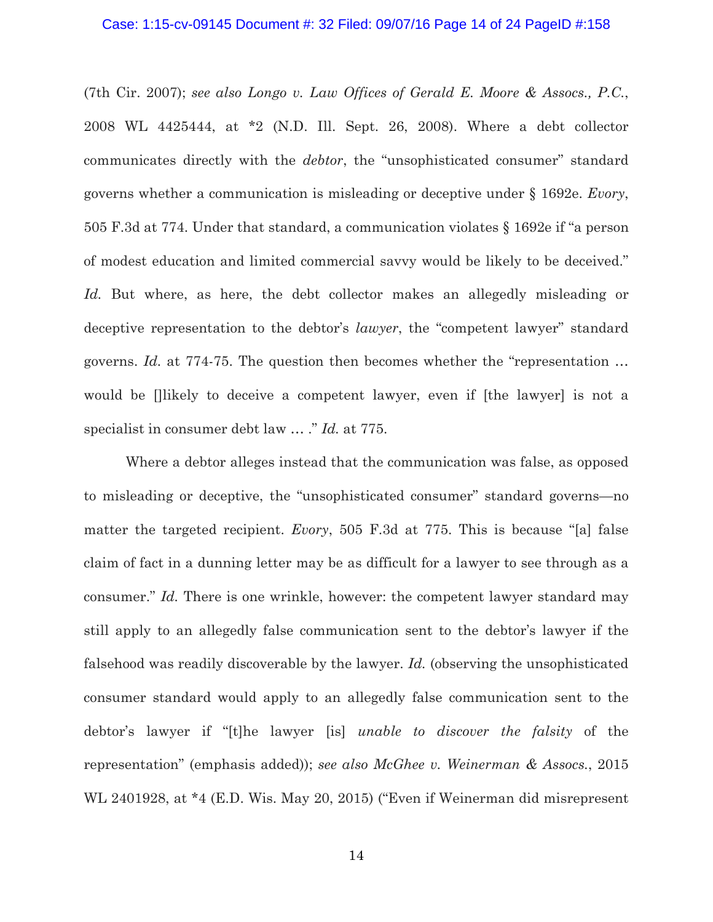(7th Cir. 2007); *see also Longo v. Law Offices of Gerald E. Moore & Assocs., P.C.*, 2008 WL 4425444, at *2 (N.D. Ill. Sept. 26, 2008). Where a debt collector communicates directly with the *debtor*, the "unsophisticated consumer" standard governs whether a communication is misleading or deceptive under § 1692e. *Evory*, 505 F.3d at 774. Under that standard, a communication violates § 1692e if "a person of modest education and limited commercial savvy would be likely to be deceived." *Id.* But where, as here, the debt collector makes an allegedly misleading or deceptive representation to the debtor's *lawyer*, the "competent lawyer" standard governs. *Id.* at 774-75. The question then becomes whether the "representation … would be []likely to deceive a competent lawyer, even if [the lawyer] is not a specialist in consumer debt law … ." *Id.* at 775.

Where a debtor alleges instead that the communication was false, as opposed to misleading or deceptive, the "unsophisticated consumer" standard governs—no matter the targeted recipient. *Evory*, 505 F.3d at 775. This is because "[a] false claim of fact in a dunning letter may be as difficult for a lawyer to see through as a consumer." *Id.* There is one wrinkle, however: the competent lawyer standard may still apply to an allegedly false communication sent to the debtor's lawyer if the falsehood was readily discoverable by the lawyer. *Id.* (observing the unsophisticated consumer standard would apply to an allegedly false communication sent to the debtor's lawyer if "[t]he lawyer [is] *unable to discover the falsity* of the representation" (emphasis added)); *see also McGhee v. Weinerman & Assocs.*, 2015 WL 2401928, at *4 (E.D. Wis. May 20, 2015) ("Even if Weinerman did misrepresent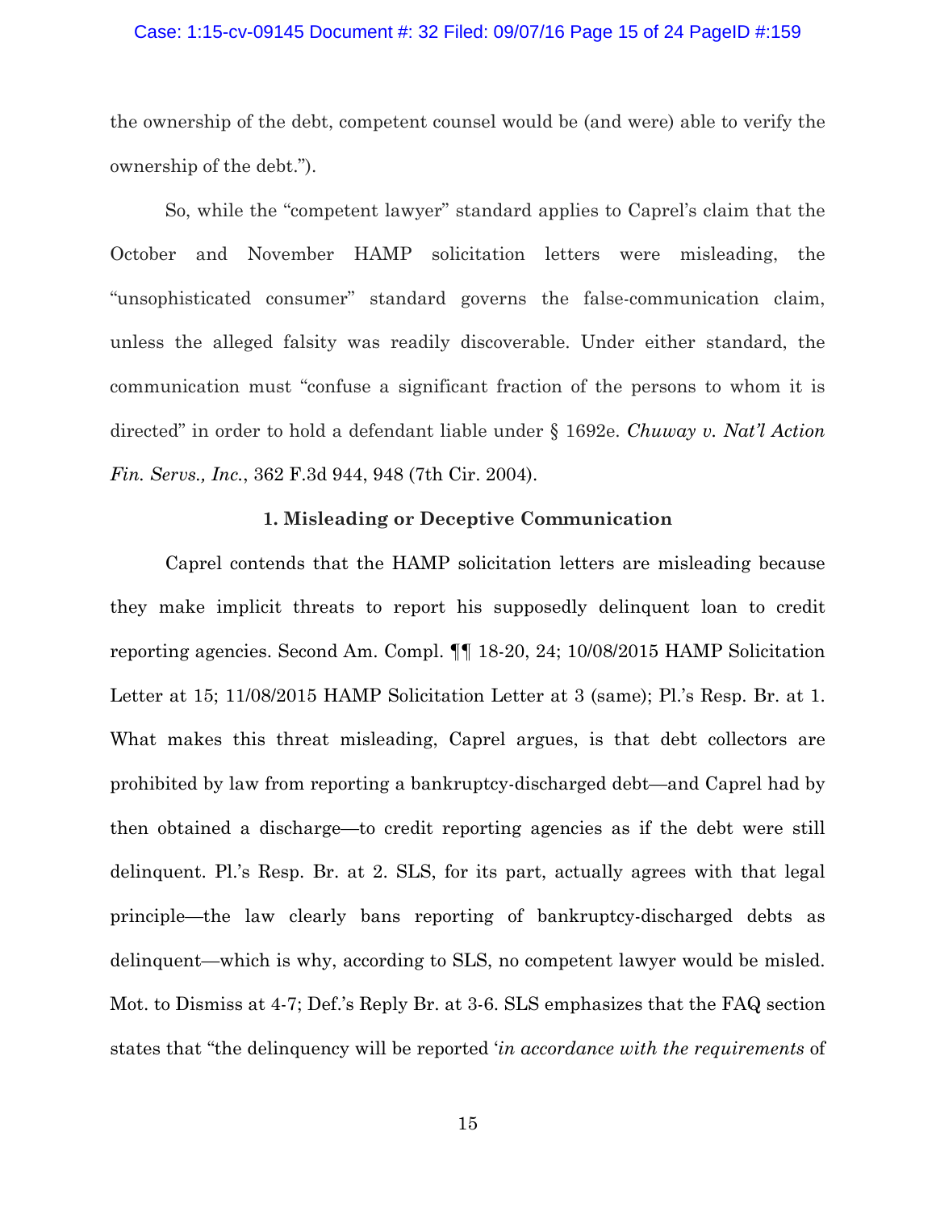the ownership of the debt, competent counsel would be (and were) able to verify the ownership of the debt.").

So, while the "competent lawyer" standard applies to Caprel's claim that the October and November HAMP solicitation letters were misleading, the "unsophisticated consumer" standard governs the false-communication claim, unless the alleged falsity was readily discoverable. Under either standard, the communication must "confuse a significant fraction of the persons to whom it is directed" in order to hold a defendant liable under § 1692e. *Chuway v. Nat'l Action Fin. Servs., Inc.*, 362 F.3d 944, 948 (7th Cir. 2004).

**1. Misleading or Deceptive Communication**

Caprel contends that the HAMP solicitation letters are misleading because they make implicit threats to report his supposedly delinquent loan to credit reporting agencies. Second Am. Compl. ¶¶ 18-20, 24; 10/08/2015 HAMP Solicitation Letter at 15; 11/08/2015 HAMP Solicitation Letter at 3 (same); Pl.'s Resp. Br. at 1. What makes this threat misleading, Caprel argues, is that debt collectors are prohibited by law from reporting a bankruptcy-discharged debt—and Caprel had by then obtained a discharge—to credit reporting agencies as if the debt were still delinquent. Pl.'s Resp. Br. at 2. SLS, for its part, actually agrees with that legal principle—the law clearly bans reporting of bankruptcy-discharged debts as delinquent—which is why, according to SLS, no competent lawyer would be misled. Mot. to Dismiss at 4-7; Def.'s Reply Br. at 3-6. SLS emphasizes that the FAQ section states that "the delinquency will be reported '*in accordance with the requirements* of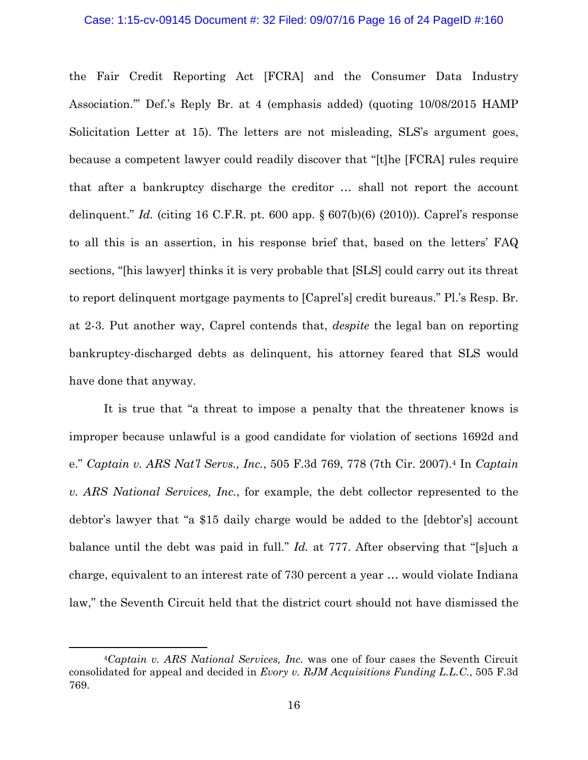the Fair Credit Reporting Act [FCRA] and the Consumer Data Industry Association.'" Def.'s Reply Br. at 4 (emphasis added) (quoting 10/08/2015 HAMP Solicitation Letter at 15). The letters are not misleading, SLS's argument goes, because a competent lawyer could readily discover that "[t]he [FCRA] rules require that after a bankruptcy discharge the creditor … shall not report the account delinquent." *Id.* (citing 16 C.F.R. pt. 600 app. § 607(b)(6) (2010)). Caprel's response to all this is an assertion, in his response brief that, based on the letters' FAQ sections, "[his lawyer] thinks it is very probable that [SLS] could carry out its threat to report delinquent mortgage payments to [Caprel's] credit bureaus." Pl.'s Resp. Br. at 2-3. Put another way, Caprel contends that, *despite* the legal ban on reporting bankruptcy-discharged debts as delinquent, his attorney feared that SLS would have done that anyway.

It is true that "a threat to impose a penalty that the threatener knows is improper because unlawful is a good candidate for violation of sections 1692d and e." *Captain v. ARS Nat'l Servs., Inc.*, 505 F.3d 769, 778 (7th Cir. 2007).[4] In *Captain v. ARS National Services, Inc.*, for example, the debt collector represented to the debtor's lawyer that "a $15 daily charge would be added to the [debtor's] account balance until the debt was paid in full." *Id.* at 777. After observing that "[s]uch a charge, equivalent to an interest rate of 730 percent a year … would violate Indiana law," the Seventh Circuit held that the district court should not have dismissed the

[4]*Captain v. ARS National Services, Inc.* was one of four cases the Seventh Circuit consolidated for appeal and decided in *Evory v. RJM Acquisitions Funding L.L.C.*, 505 F.3d 769.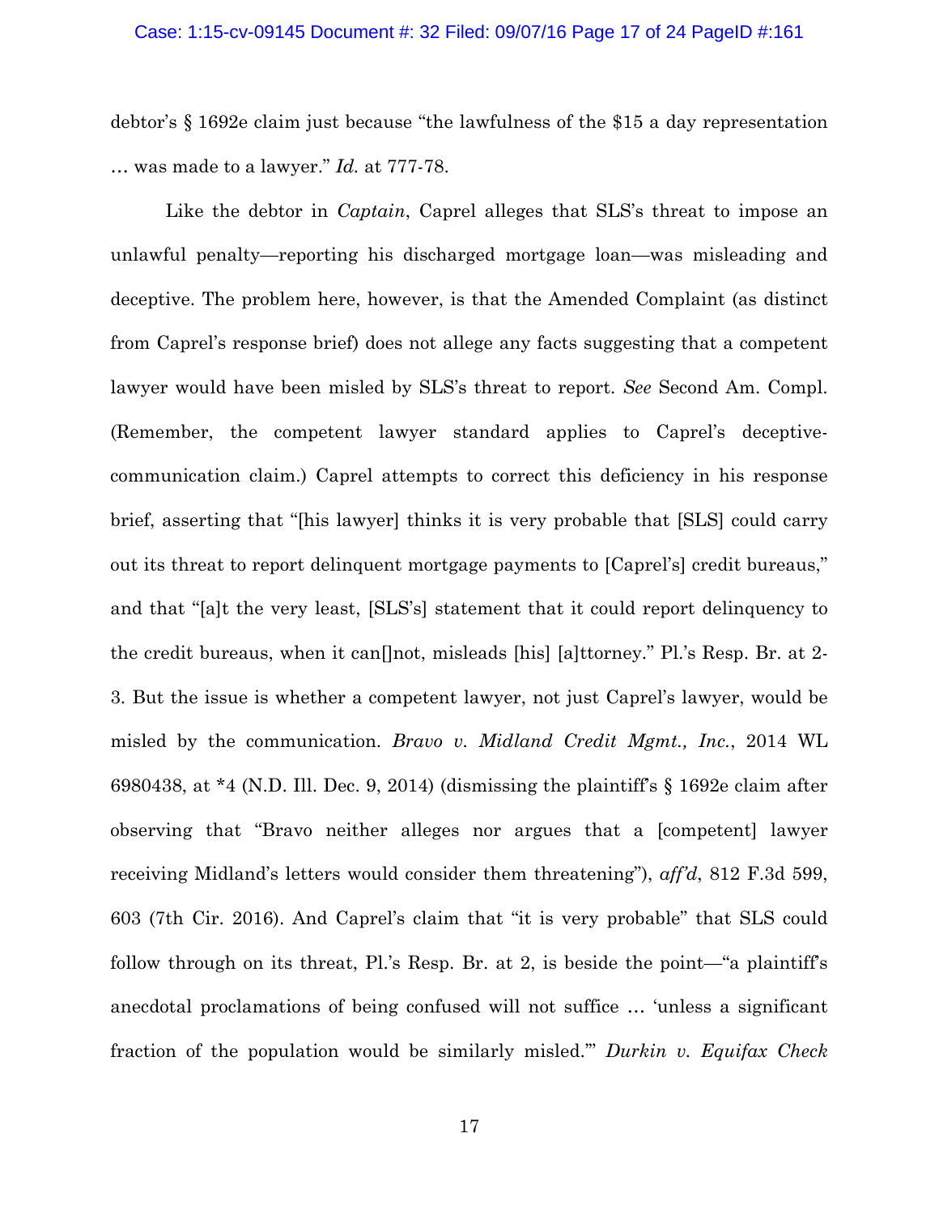debtor's § 1692e claim just because "the lawfulness of the $15 a day representation … was made to a lawyer." *Id.* at 777-78.

Like the debtor in *Captain*, Caprel alleges that SLS's threat to impose an unlawful penalty—reporting his discharged mortgage loan—was misleading and deceptive. The problem here, however, is that the Amended Complaint (as distinct from Caprel's response brief) does not allege any facts suggesting that a competent lawyer would have been misled by SLS's threat to report. *See* Second Am. Compl. (Remember, the competent lawyer standard applies to Caprel's deceptive-communication claim.) Caprel attempts to correct this deficiency in his response brief, asserting that "[his lawyer] thinks it is very probable that [SLS] could carry out its threat to report delinquent mortgage payments to [Caprel's] credit bureaus," and that "[a]t the very least, [SLS's] statement that it could report delinquency to the credit bureaus, when it can[]not, misleads [his] [a]ttorney." Pl.'s Resp. Br. at 2-3. But the issue is whether a competent lawyer, not just Caprel's lawyer, would be misled by the communication. *Bravo v. Midland Credit Mgmt., Inc.*, 2014 WL 6980438, at *4 (N.D. Ill. Dec. 9, 2014) (dismissing the plaintiff's § 1692e claim after observing that "Bravo neither alleges nor argues that a [competent] lawyer receiving Midland's letters would consider them threatening"), *aff'd*, 812 F.3d 599, 603 (7th Cir. 2016). And Caprel's claim that "it is very probable" that SLS could follow through on its threat, Pl.'s Resp. Br. at 2, is beside the point—"a plaintiff's anecdotal proclamations of being confused will not suffice … 'unless a significant fraction of the population would be similarly misled.'" *Durkin v. Equifax Check*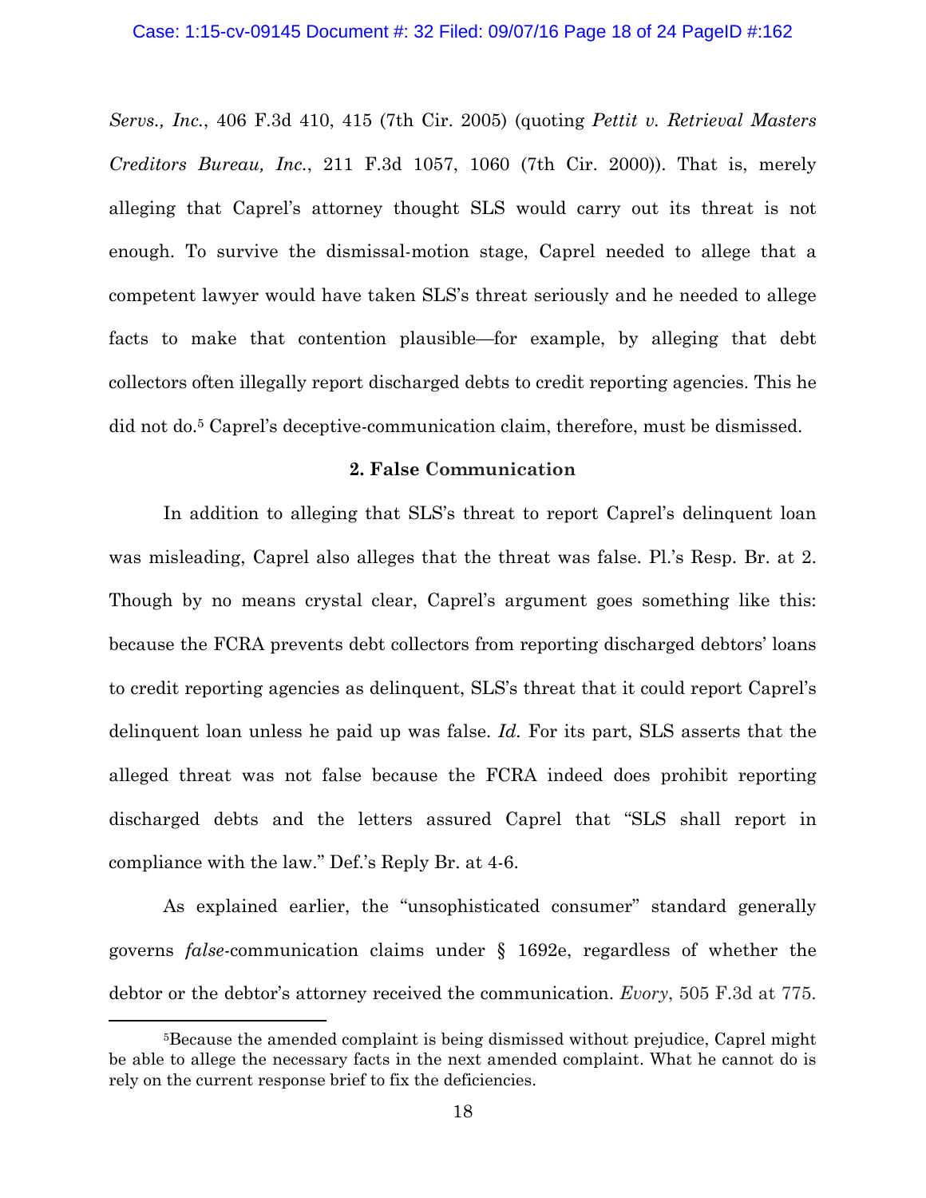*Servs., Inc.*, 406 F.3d 410, 415 (7th Cir. 2005) (quoting *Pettit v. Retrieval Masters Creditors Bureau, Inc.*, 211 F.3d 1057, 1060 (7th Cir. 2000)). That is, merely alleging that Caprel's attorney thought SLS would carry out its threat is not enough. To survive the dismissal-motion stage, Caprel needed to allege that a competent lawyer would have taken SLS's threat seriously and he needed to allege facts to make that contention plausible—for example, by alleging that debt collectors often illegally report discharged debts to credit reporting agencies. This he did not do.[5] Caprel's deceptive-communication claim, therefore, must be dismissed.

**2. False Communication**

In addition to alleging that SLS's threat to report Caprel's delinquent loan was misleading, Caprel also alleges that the threat was false. Pl.'s Resp. Br. at 2. Though by no means crystal clear, Caprel's argument goes something like this: because the FCRA prevents debt collectors from reporting discharged debtors' loans to credit reporting agencies as delinquent, SLS's threat that it could report Caprel's delinquent loan unless he paid up was false. *Id.* For its part, SLS asserts that the alleged threat was not false because the FCRA indeed does prohibit reporting discharged debts and the letters assured Caprel that "SLS shall report in compliance with the law." Def.'s Reply Br. at 4-6.

As explained earlier, the "unsophisticated consumer" standard generally governs *false*-communication claims under § 1692e, regardless of whether the debtor or the debtor's attorney received the communication. *Evory*, 505 F.3d at 775.

[5]Because the amended complaint is being dismissed without prejudice, Caprel might be able to allege the necessary facts in the next amended complaint. What he cannot do is rely on the current response brief to fix the deficiencies.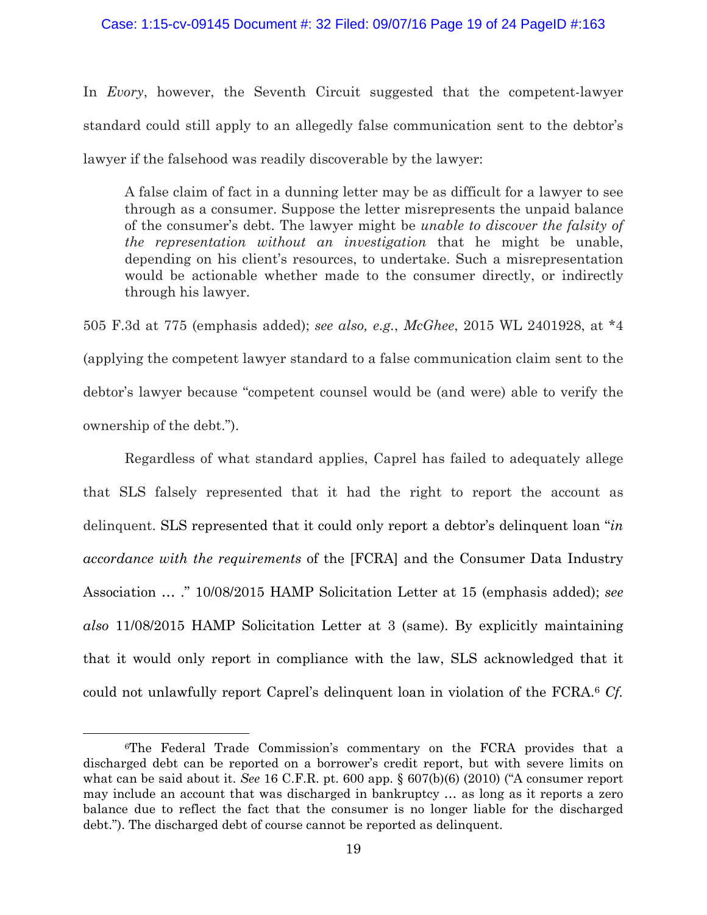In *Evory*, however, the Seventh Circuit suggested that the competent-lawyer standard could still apply to an allegedly false communication sent to the debtor's lawyer if the falsehood was readily discoverable by the lawyer:

> A false claim of fact in a dunning letter may be as difficult for a lawyer to see through as a consumer. Suppose the letter misrepresents the unpaid balance of the consumer's debt. The lawyer might be *unable to discover the falsity of the representation without an investigation* that he might be unable, depending on his client's resources, to undertake. Such a misrepresentation would be actionable whether made to the consumer directly, or indirectly through his lawyer.

505 F.3d at 775 (emphasis added); *see also, e.g.*, *McGhee*, 2015 WL 2401928, at *4 (applying the competent lawyer standard to a false communication claim sent to the debtor's lawyer because "competent counsel would be (and were) able to verify the ownership of the debt.").

Regardless of what standard applies, Caprel has failed to adequately allege that SLS falsely represented that it had the right to report the account as delinquent. SLS represented that it could only report a debtor's delinquent loan "*in accordance with the requirements* of the [FCRA] and the Consumer Data Industry Association … ." 10/08/2015 HAMP Solicitation Letter at 15 (emphasis added); *see also* 11/08/2015 HAMP Solicitation Letter at 3 (same). By explicitly maintaining that it would only report in compliance with the law, SLS acknowledged that it could not unlawfully report Caprel's delinquent loan in violation of the FCRA.[6] *Cf.*

---

[6] The Federal Trade Commission's commentary on the FCRA provides that a discharged debt can be reported on a borrower's credit report, but with severe limits on what can be said about it. *See* 16 C.F.R. pt. 600 app. § 607(b)(6) (2010) ("A consumer report may include an account that was discharged in bankruptcy … as long as it reports a zero balance due to reflect the fact that the consumer is no longer liable for the discharged debt."). The discharged debt of course cannot be reported as delinquent.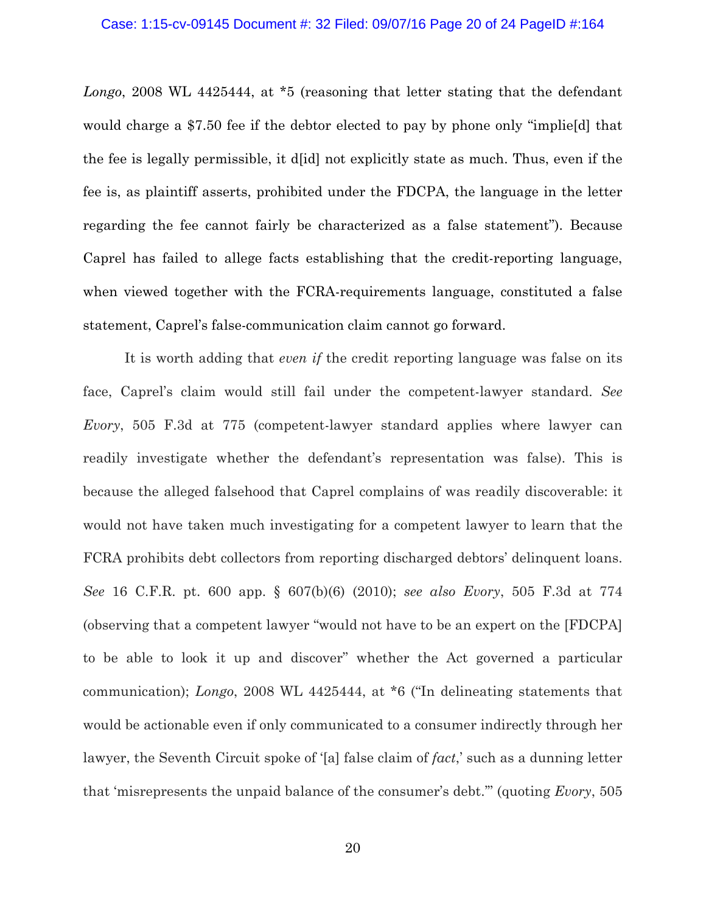*Longo*, 2008 WL 4425444, at *5 (reasoning that letter stating that the defendant would charge a $7.50 fee if the debtor elected to pay by phone only "implie[d] that the fee is legally permissible, it d[id] not explicitly state as much. Thus, even if the fee is, as plaintiff asserts, prohibited under the FDCPA, the language in the letter regarding the fee cannot fairly be characterized as a false statement"). Because Caprel has failed to allege facts establishing that the credit-reporting language, when viewed together with the FCRA-requirements language, constituted a false statement, Caprel's false-communication claim cannot go forward.

It is worth adding that *even if* the credit reporting language was false on its face, Caprel's claim would still fail under the competent-lawyer standard. *See Evory*, 505 F.3d at 775 (competent-lawyer standard applies where lawyer can readily investigate whether the defendant's representation was false). This is because the alleged falsehood that Caprel complains of was readily discoverable: it would not have taken much investigating for a competent lawyer to learn that the FCRA prohibits debt collectors from reporting discharged debtors' delinquent loans. *See* 16 C.F.R. pt. 600 app. § 607(b)(6) (2010); *see also Evory*, 505 F.3d at 774 (observing that a competent lawyer "would not have to be an expert on the [FDCPA] to be able to look it up and discover" whether the Act governed a particular communication); *Longo*, 2008 WL 4425444, at *6 ("In delineating statements that would be actionable even if only communicated to a consumer indirectly through her lawyer, the Seventh Circuit spoke of '[a] false claim of *fact*,' such as a dunning letter that 'misrepresents the unpaid balance of the consumer's debt.'" (quoting *Evory*, 505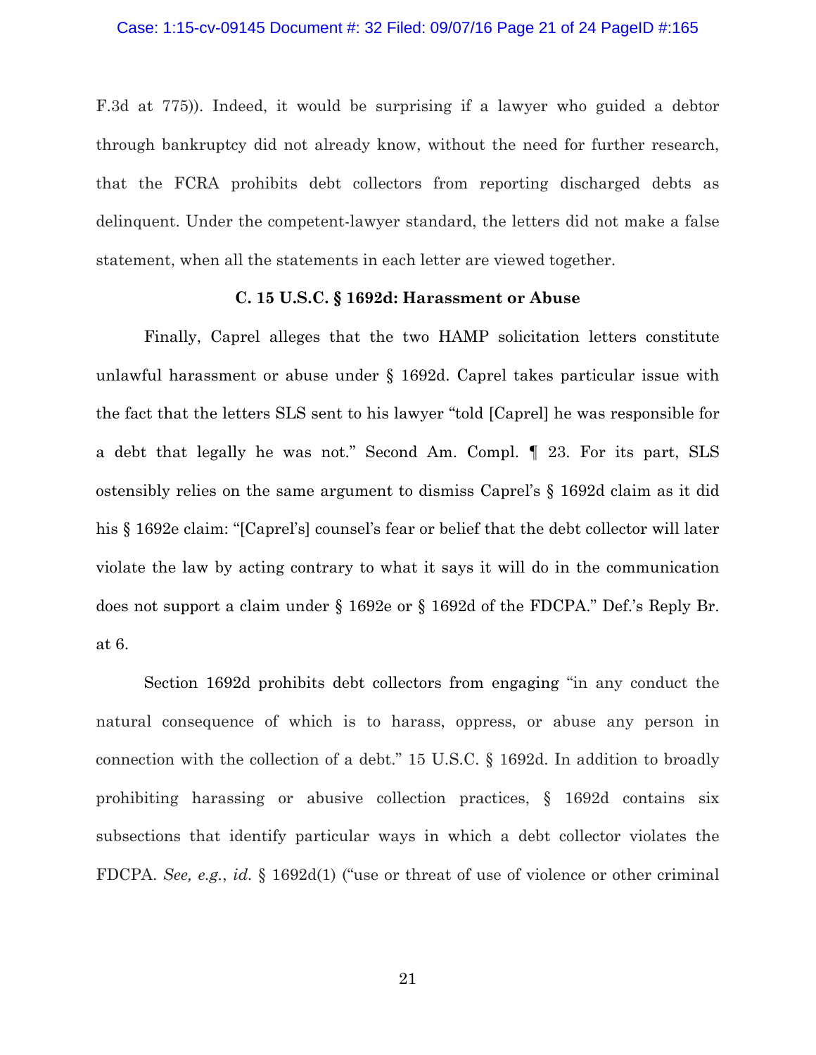F.3d at 775)). Indeed, it would be surprising if a lawyer who guided a debtor through bankruptcy did not already know, without the need for further research, that the FCRA prohibits debt collectors from reporting discharged debts as delinquent. Under the competent-lawyer standard, the letters did not make a false statement, when all the statements in each letter are viewed together.

### C. 15 U.S.C. § 1692d: Harassment or Abuse

Finally, Caprel alleges that the two HAMP solicitation letters constitute unlawful harassment or abuse under § 1692d. Caprel takes particular issue with the fact that the letters SLS sent to his lawyer "told [Caprel] he was responsible for a debt that legally he was not." Second Am. Compl. ¶ 23. For its part, SLS ostensibly relies on the same argument to dismiss Caprel's § 1692d claim as it did his § 1692e claim: "[Caprel's] counsel's fear or belief that the debt collector will later violate the law by acting contrary to what it says it will do in the communication does not support a claim under § 1692e or § 1692d of the FDCPA." Def.'s Reply Br. at 6.

Section 1692d prohibits debt collectors from engaging "in any conduct the natural consequence of which is to harass, oppress, or abuse any person in connection with the collection of a debt." 15 U.S.C. § 1692d. In addition to broadly prohibiting harassing or abusive collection practices, § 1692d contains six subsections that identify particular ways in which a debt collector violates the FDCPA. *See, e.g.*, *id.* § 1692d(1) ("use or threat of use of violence or other criminal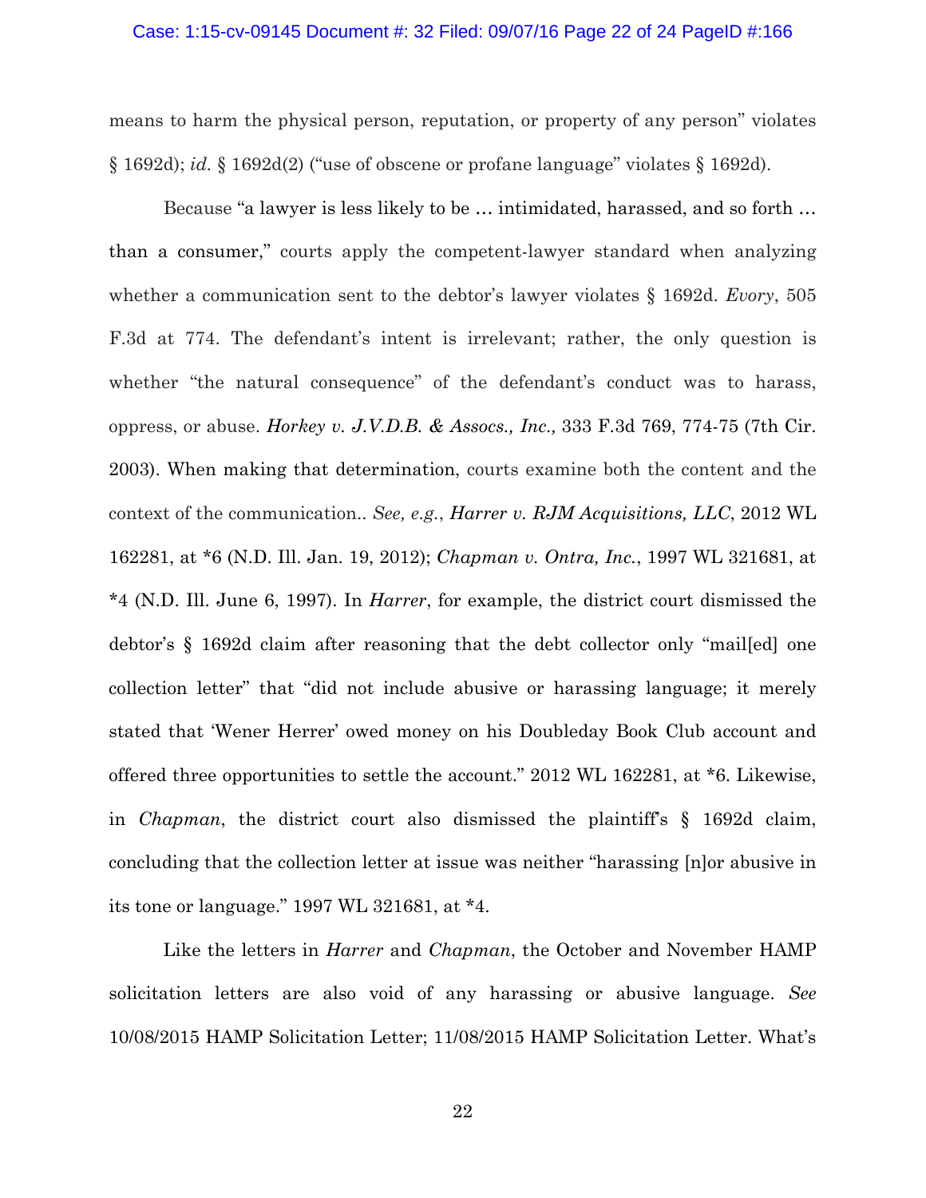means to harm the physical person, reputation, or property of any person" violates § 1692d); *id.* § 1692d(2) ("use of obscene or profane language" violates § 1692d).

Because "a lawyer is less likely to be … intimidated, harassed, and so forth … than a consumer," courts apply the competent-lawyer standard when analyzing whether a communication sent to the debtor's lawyer violates § 1692d. *Evory*, 505 F.3d at 774. The defendant's intent is irrelevant; rather, the only question is whether "the natural consequence" of the defendant's conduct was to harass, oppress, or abuse. *Horkey v. J.V.D.B. & Assocs., Inc.,* 333 F.3d 769, 774-75 (7th Cir. 2003). When making that determination, courts examine both the content and the context of the communication.. *See, e.g.*, *Harrer v. RJM Acquisitions, LLC*, 2012 WL 162281, at *6 (N.D. Ill. Jan. 19, 2012); *Chapman v. Ontra, Inc.*, 1997 WL 321681, at *4 (N.D. Ill. June 6, 1997). In *Harrer*, for example, the district court dismissed the debtor's § 1692d claim after reasoning that the debt collector only "mail[ed] one collection letter" that "did not include abusive or harassing language; it merely stated that 'Wener Herrer' owed money on his Doubleday Book Club account and offered three opportunities to settle the account." 2012 WL 162281, at *6. Likewise, in *Chapman*, the district court also dismissed the plaintiff's § 1692d claim, concluding that the collection letter at issue was neither "harassing [n]or abusive in its tone or language." 1997 WL 321681, at *4.

Like the letters in *Harrer* and *Chapman*, the October and November HAMP solicitation letters are also void of any harassing or abusive language. *See* 10/08/2015 HAMP Solicitation Letter; 11/08/2015 HAMP Solicitation Letter. What's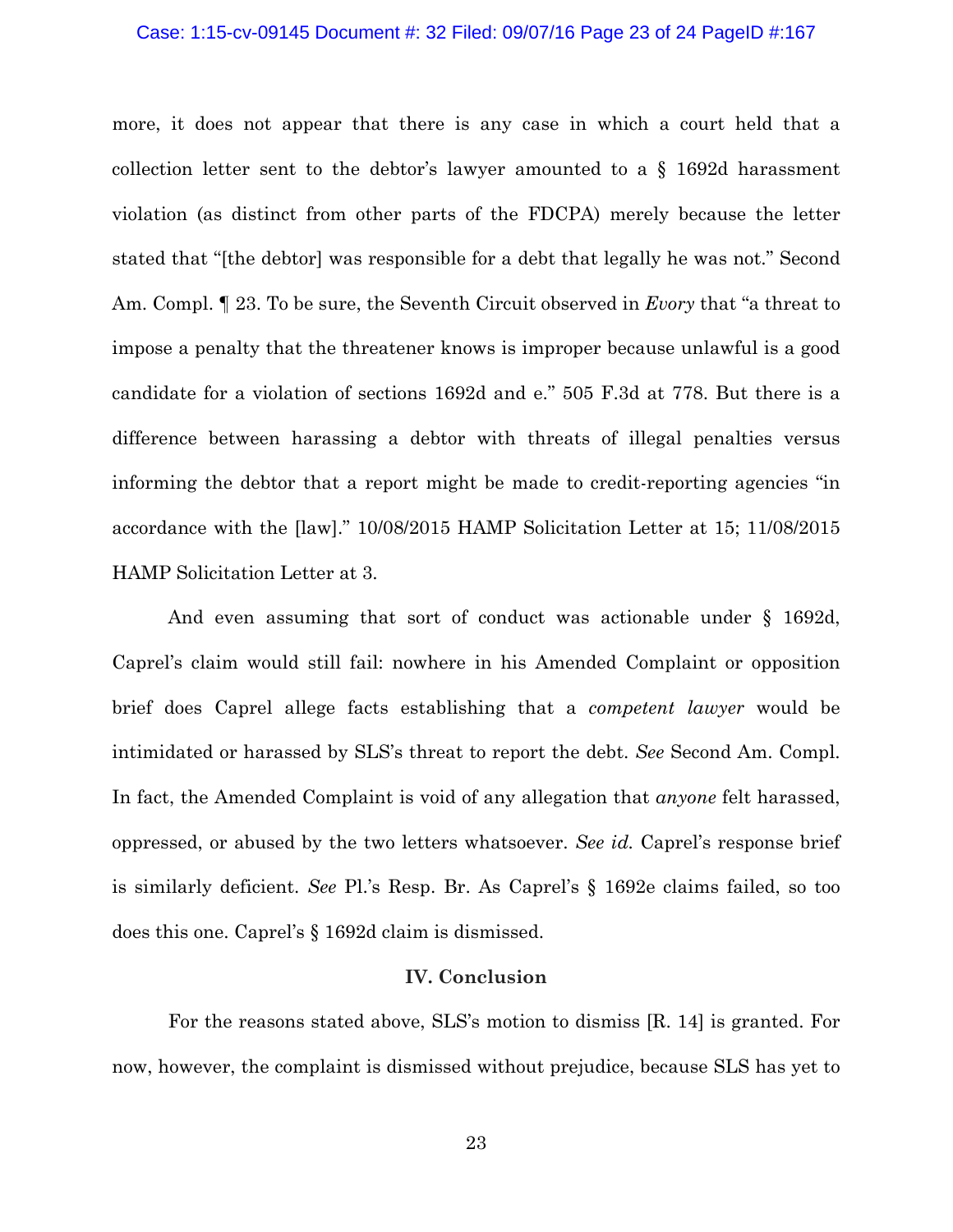more, it does not appear that there is any case in which a court held that a collection letter sent to the debtor's lawyer amounted to a § 1692d harassment violation (as distinct from other parts of the FDCPA) merely because the letter stated that "[the debtor] was responsible for a debt that legally he was not." Second Am. Compl. ¶ 23. To be sure, the Seventh Circuit observed in *Evory* that "a threat to impose a penalty that the threatener knows is improper because unlawful is a good candidate for a violation of sections 1692d and e." 505 F.3d at 778. But there is a difference between harassing a debtor with threats of illegal penalties versus informing the debtor that a report might be made to credit-reporting agencies "in accordance with the [law]." 10/08/2015 HAMP Solicitation Letter at 15; 11/08/2015 HAMP Solicitation Letter at 3.

And even assuming that sort of conduct was actionable under § 1692d, Caprel's claim would still fail: nowhere in his Amended Complaint or opposition brief does Caprel allege facts establishing that a *competent lawyer* would be intimidated or harassed by SLS's threat to report the debt. *See* Second Am. Compl. In fact, the Amended Complaint is void of any allegation that *anyone* felt harassed, oppressed, or abused by the two letters whatsoever. *See id.* Caprel's response brief is similarly deficient. *See* Pl.'s Resp. Br. As Caprel's § 1692e claims failed, so too does this one. Caprel's § 1692d claim is dismissed.

## IV. Conclusion

For the reasons stated above, SLS's motion to dismiss [R. 14] is granted. For now, however, the complaint is dismissed without prejudice, because SLS has yet to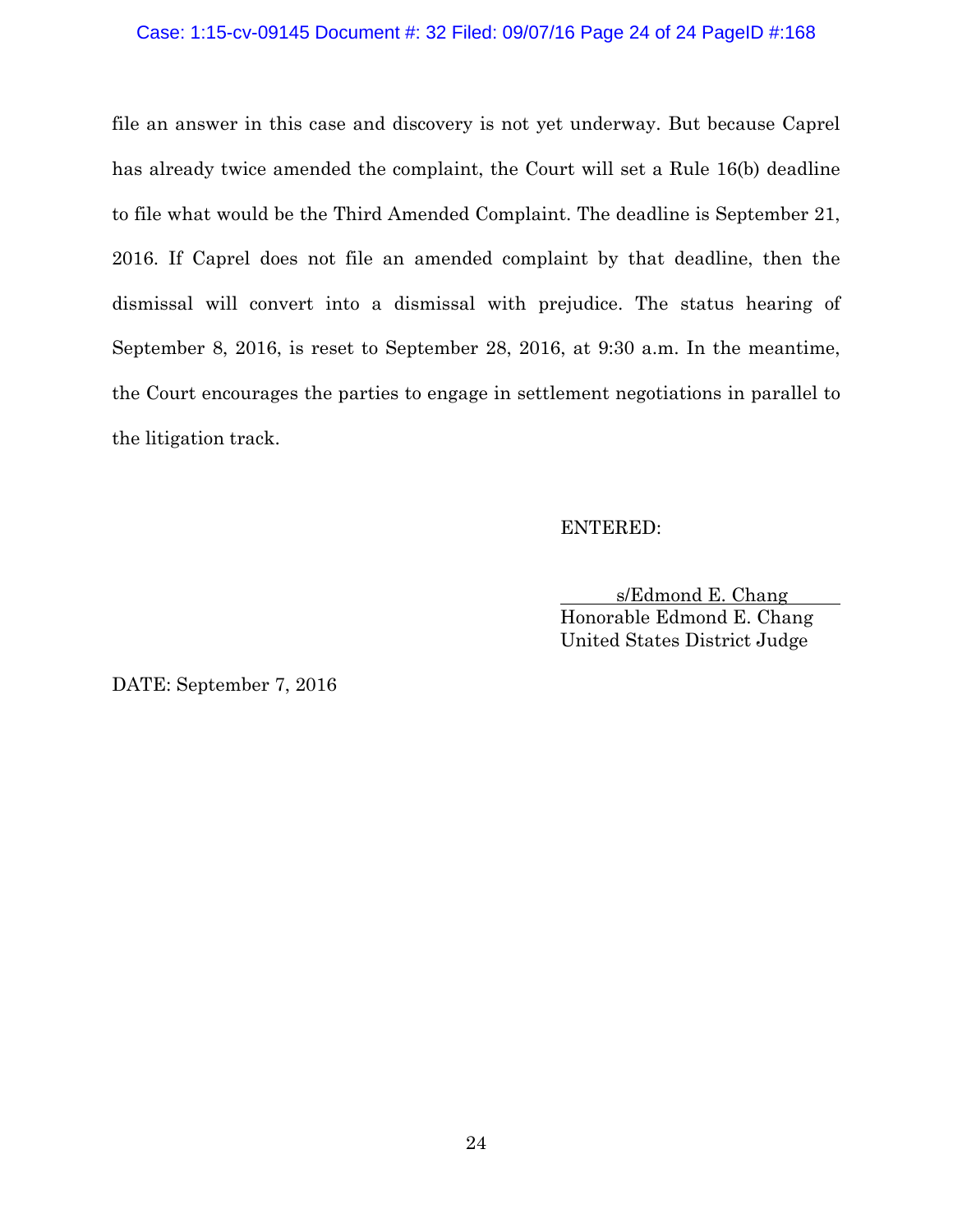file an answer in this case and discovery is not yet underway. But because Caprel has already twice amended the complaint, the Court will set a Rule 16(b) deadline to file what would be the Third Amended Complaint. The deadline is September 21, 2016. If Caprel does not file an amended complaint by that deadline, then the dismissal will convert into a dismissal with prejudice. The status hearing of September 8, 2016, is reset to September 28, 2016, at 9:30 a.m. In the meantime, the Court encourages the parties to engage in settlement negotiations in parallel to the litigation track.

ENTERED:

s/Edmond E. Chang
Honorable Edmond E. Chang
United States District Judge

DATE: September 7, 2016